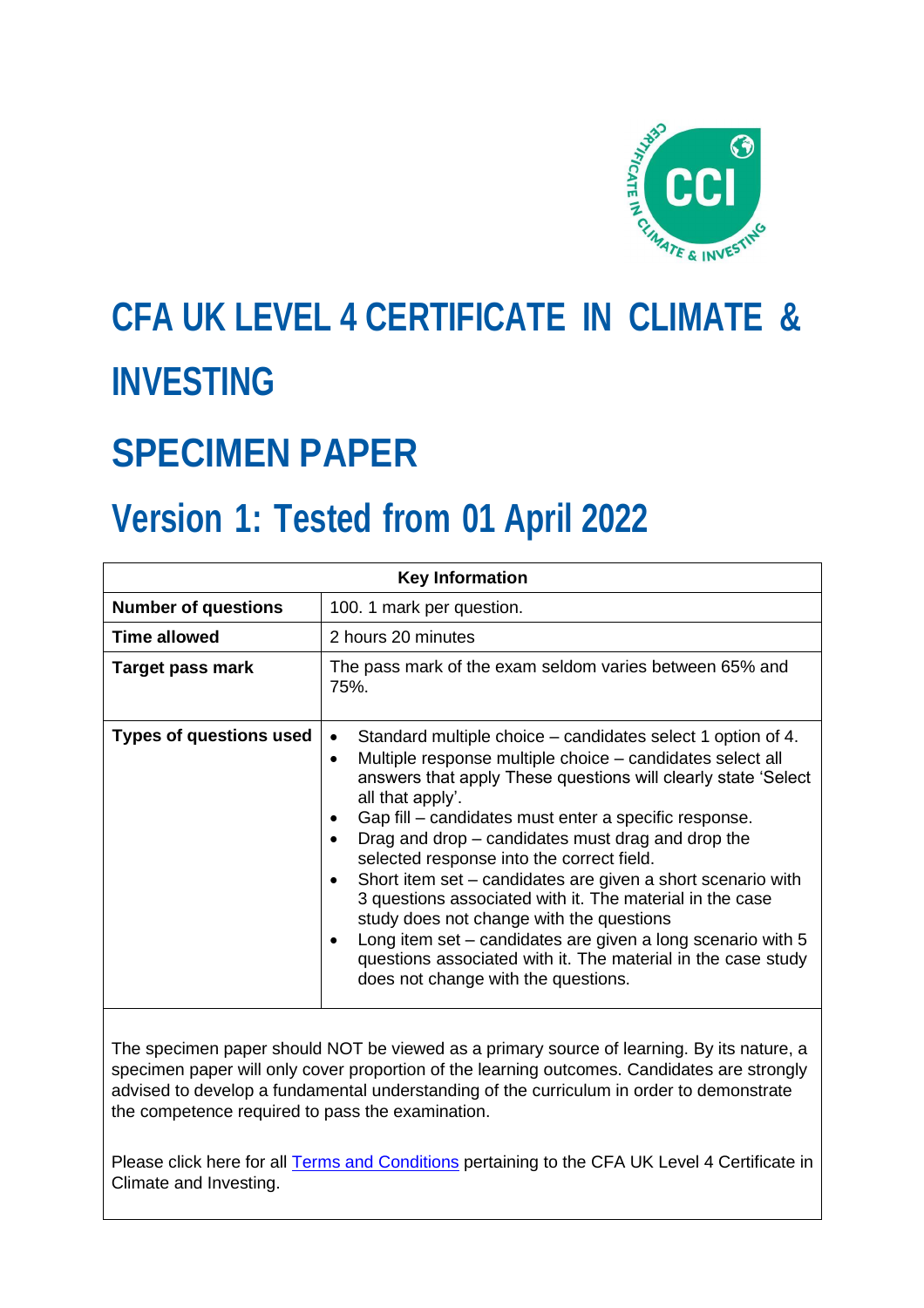# CFA UK LEVEL 4 CERTIFICATE IN CLIMATE & INVESTING

# SPECIMEN PAPER

# Version 1: Tested from 01 April 2022

| Key Information | |
|---|---|
| **Number of questions** | 100. 1 mark per question. |
| **Time allowed** | 2 hours 20 minutes |
| **Target pass mark** | The pass mark of the exam seldom varies between 65% and 75%. |
| **Types of questions used** | • Standard multiple choice – candidates select 1 option of 4.<br>• Multiple response multiple choice – candidates select all answers that apply These questions will clearly state 'Select all that apply'.<br>• Gap fill – candidates must enter a specific response.<br>• Drag and drop – candidates must drag and drop the selected response into the correct field.<br>• Short item set – candidates are given a short scenario with 3 questions associated with it. The material in the case study does not change with the questions<br>• Long item set – candidates are given a long scenario with 5 questions associated with it. The material in the case study does not change with the questions. |

The specimen paper should NOT be viewed as a primary source of learning. By its nature, a specimen paper will only cover proportion of the learning outcomes. Candidates are strongly advised to develop a fundamental understanding of the curriculum in order to demonstrate the competence required to pass the examination.

Please click here for all Terms and Conditions pertaining to the CFA UK Level 4 Certificate in Climate and Investing.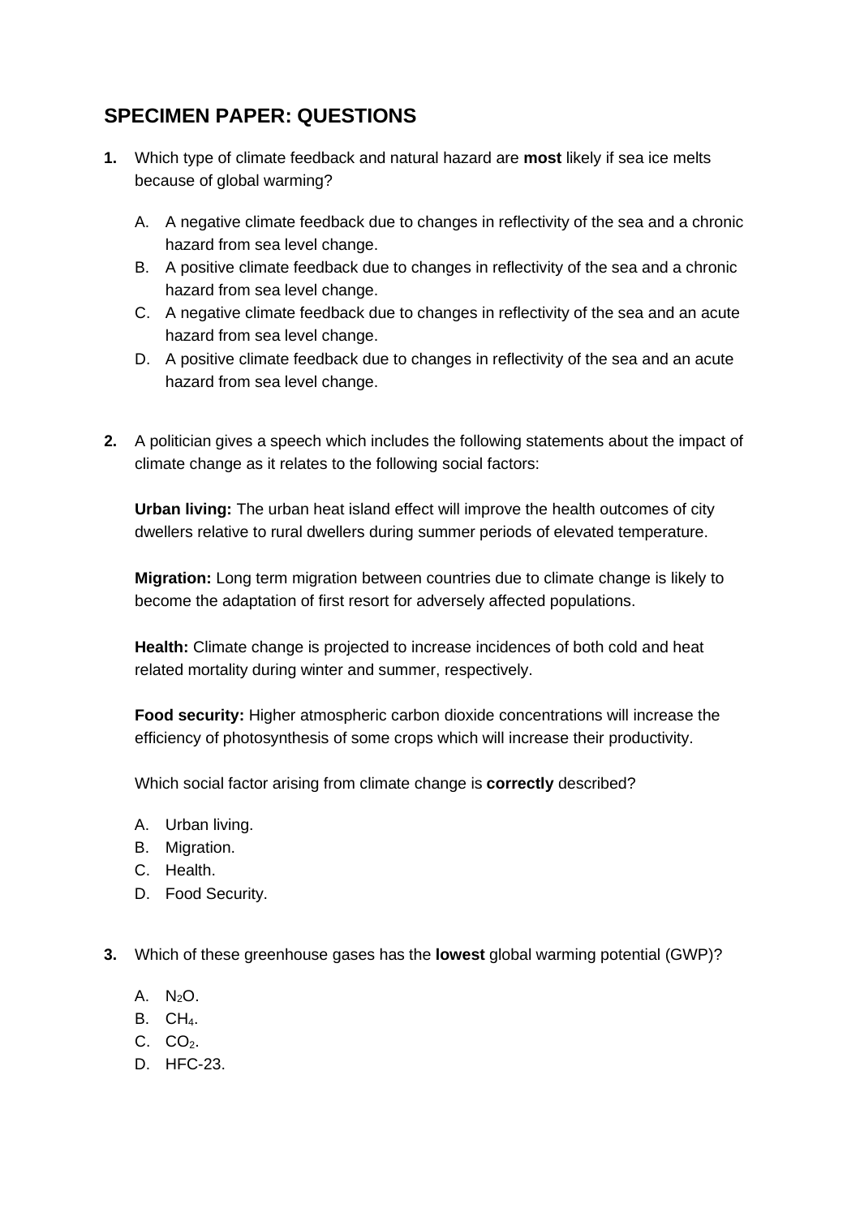## SPECIMEN PAPER: QUESTIONS

**1.** Which type of climate feedback and natural hazard are **most** likely if sea ice melts because of global warming?

A. A negative climate feedback due to changes in reflectivity of the sea and a chronic hazard from sea level change.
B. A positive climate feedback due to changes in reflectivity of the sea and a chronic hazard from sea level change.
C. A negative climate feedback due to changes in reflectivity of the sea and an acute hazard from sea level change.
D. A positive climate feedback due to changes in reflectivity of the sea and an acute hazard from sea level change.

**2.** A politician gives a speech which includes the following statements about the impact of climate change as it relates to the following social factors:

**Urban living:** The urban heat island effect will improve the health outcomes of city dwellers relative to rural dwellers during summer periods of elevated temperature.

**Migration:** Long term migration between countries due to climate change is likely to become the adaptation of first resort for adversely affected populations.

**Health:** Climate change is projected to increase incidences of both cold and heat related mortality during winter and summer, respectively.

**Food security:** Higher atmospheric carbon dioxide concentrations will increase the efficiency of photosynthesis of some crops which will increase their productivity.

Which social factor arising from climate change is **correctly** described?

A. Urban living.
B. Migration.
C. Health.
D. Food Security.

**3.** Which of these greenhouse gases has the **lowest** global warming potential (GWP)?

A. $N_2O$.
B. $CH_4$.
C. $CO_2$.
D. HFC-23.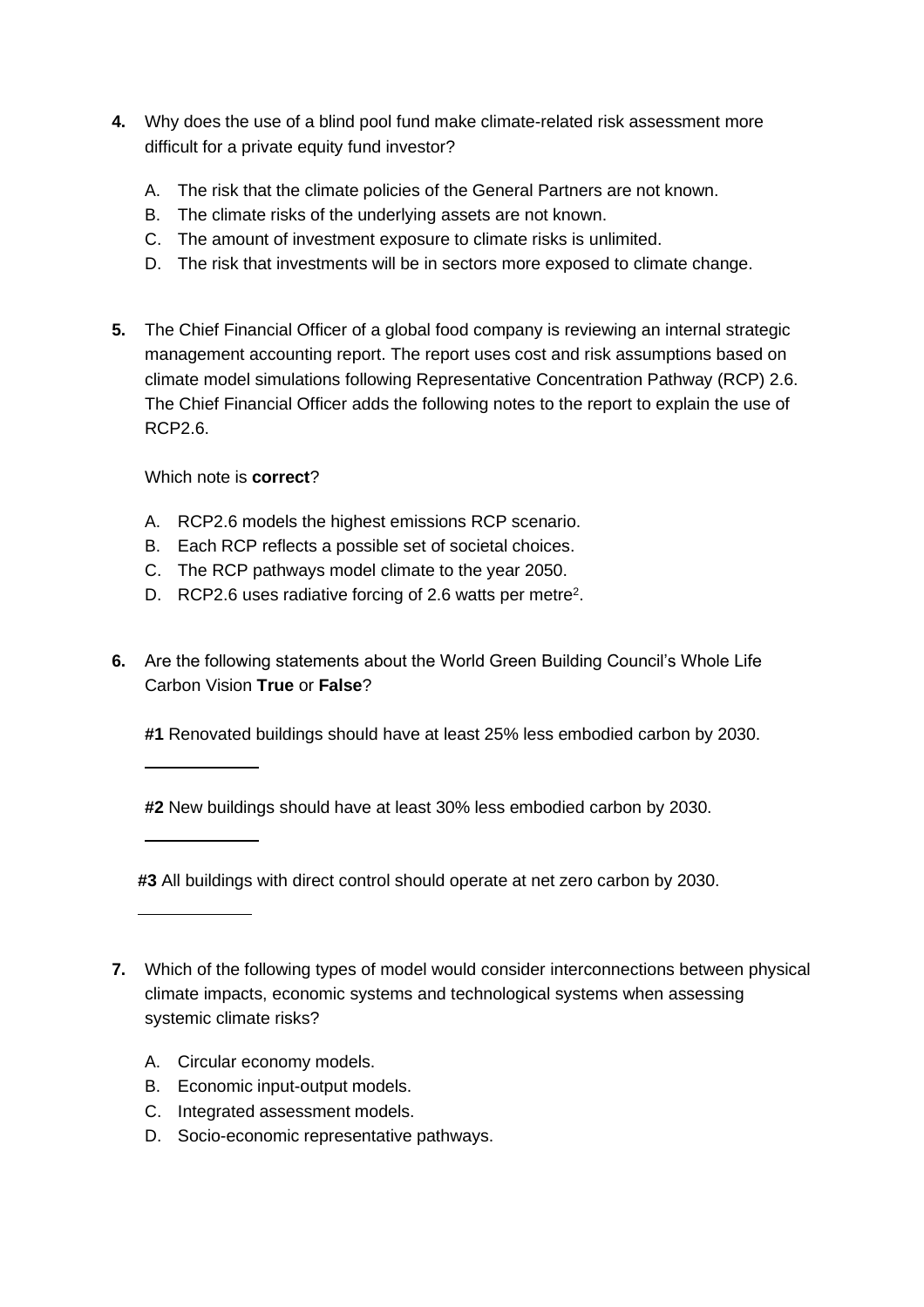**4.** Why does the use of a blind pool fund make climate-related risk assessment more difficult for a private equity fund investor?

A. The risk that the climate policies of the General Partners are not known.
B. The climate risks of the underlying assets are not known.
C. The amount of investment exposure to climate risks is unlimited.
D. The risk that investments will be in sectors more exposed to climate change.

**5.** The Chief Financial Officer of a global food company is reviewing an internal strategic management accounting report. The report uses cost and risk assumptions based on climate model simulations following Representative Concentration Pathway (RCP) 2.6. The Chief Financial Officer adds the following notes to the report to explain the use of RCP2.6.

Which note is **correct**?

A. RCP2.6 models the highest emissions RCP scenario.
B. Each RCP reflects a possible set of societal choices.
C. The RCP pathways model climate to the year 2050.
D. RCP2.6 uses radiative forcing of 2.6 watts per metre$^2$.

**6.** Are the following statements about the World Green Building Council's Whole Life Carbon Vision **True** or **False**?

**#1** Renovated buildings should have at least 25% less embodied carbon by 2030.

\_\_\_\_\_\_\_\_\_\_

**#2** New buildings should have at least 30% less embodied carbon by 2030.

\_\_\_\_\_\_\_\_\_\_

**#3** All buildings with direct control should operate at net zero carbon by 2030.

\_\_\_\_\_\_\_\_\_\_

**7.** Which of the following types of model would consider interconnections between physical climate impacts, economic systems and technological systems when assessing systemic climate risks?

A. Circular economy models.
B. Economic input-output models.
C. Integrated assessment models.
D. Socio-economic representative pathways.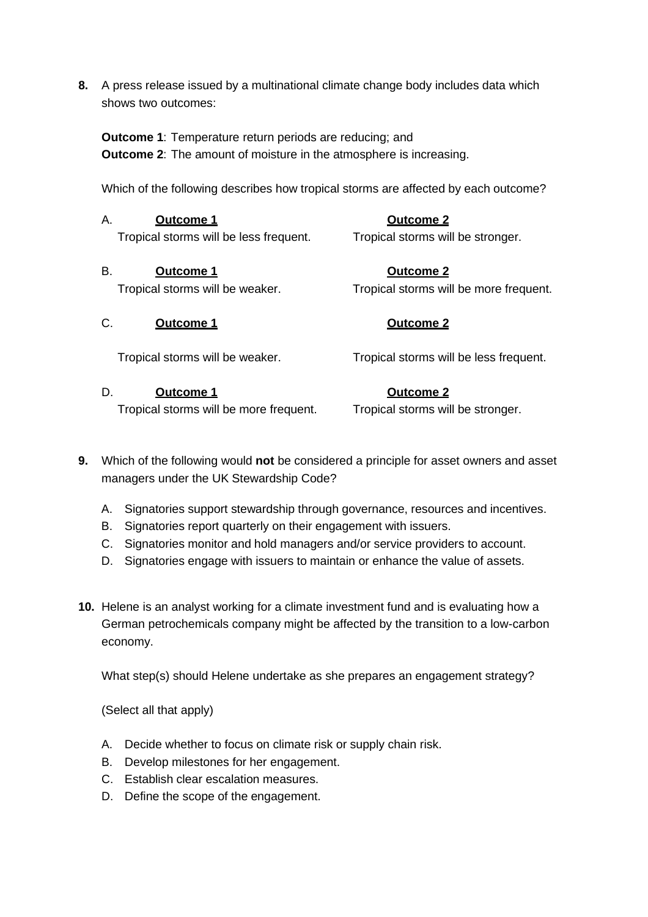**8.** A press release issued by a multinational climate change body includes data which shows two outcomes:

**Outcome 1**: Temperature return periods are reducing; and
**Outcome 2**: The amount of moisture in the atmosphere is increasing.

Which of the following describes how tropical storms are affected by each outcome?

A.

| **Outcome 1** | **Outcome 2** |
|---|---|
| Tropical storms will be less frequent. | Tropical storms will be stronger. |

B.

| **Outcome 1** | **Outcome 2** |
|---|---|
| Tropical storms will be weaker. | Tropical storms will be more frequent. |

C.

| **Outcome 1** | **Outcome 2** |
|---|---|
| Tropical storms will be weaker. | Tropical storms will be less frequent. |

D.

| **Outcome 1** | **Outcome 2** |
|---|---|
| Tropical storms will be more frequent. | Tropical storms will be stronger. |

**9.** Which of the following would **not** be considered a principle for asset owners and asset managers under the UK Stewardship Code?

A. Signatories support stewardship through governance, resources and incentives.
B. Signatories report quarterly on their engagement with issuers.
C. Signatories monitor and hold managers and/or service providers to account.
D. Signatories engage with issuers to maintain or enhance the value of assets.

**10.** Helene is an analyst working for a climate investment fund and is evaluating how a German petrochemicals company might be affected by the transition to a low-carbon economy.

What step(s) should Helene undertake as she prepares an engagement strategy?

(Select all that apply)

A. Decide whether to focus on climate risk or supply chain risk.
B. Develop milestones for her engagement.
C. Establish clear escalation measures.
D. Define the scope of the engagement.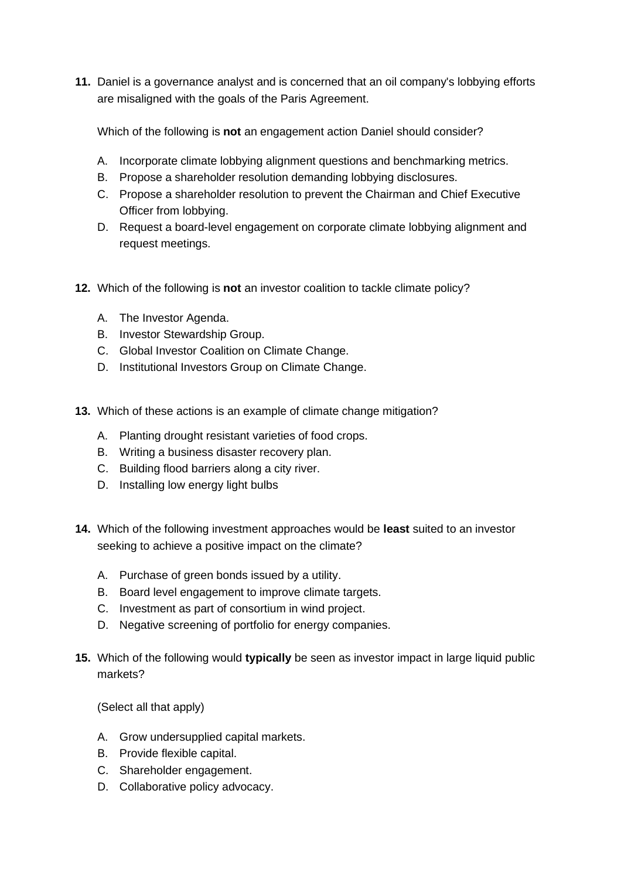11. Daniel is a governance analyst and is concerned that an oil company's lobbying efforts are misaligned with the goals of the Paris Agreement.

    Which of the following is **not** an engagement action Daniel should consider?

    A. Incorporate climate lobbying alignment questions and benchmarking metrics.
    B. Propose a shareholder resolution demanding lobbying disclosures.
    C. Propose a shareholder resolution to prevent the Chairman and Chief Executive Officer from lobbying.
    D. Request a board-level engagement on corporate climate lobbying alignment and request meetings.

12. Which of the following is **not** an investor coalition to tackle climate policy?

    A. The Investor Agenda.
    B. Investor Stewardship Group.
    C. Global Investor Coalition on Climate Change.
    D. Institutional Investors Group on Climate Change.

13. Which of these actions is an example of climate change mitigation?

    A. Planting drought resistant varieties of food crops.
    B. Writing a business disaster recovery plan.
    C. Building flood barriers along a city river.
    D. Installing low energy light bulbs

14. Which of the following investment approaches would be **least** suited to an investor seeking to achieve a positive impact on the climate?

    A. Purchase of green bonds issued by a utility.
    B. Board level engagement to improve climate targets.
    C. Investment as part of consortium in wind project.
    D. Negative screening of portfolio for energy companies.

15. Which of the following would **typically** be seen as investor impact in large liquid public markets?

    (Select all that apply)

    A. Grow undersupplied capital markets.
    B. Provide flexible capital.
    C. Shareholder engagement.
    D. Collaborative policy advocacy.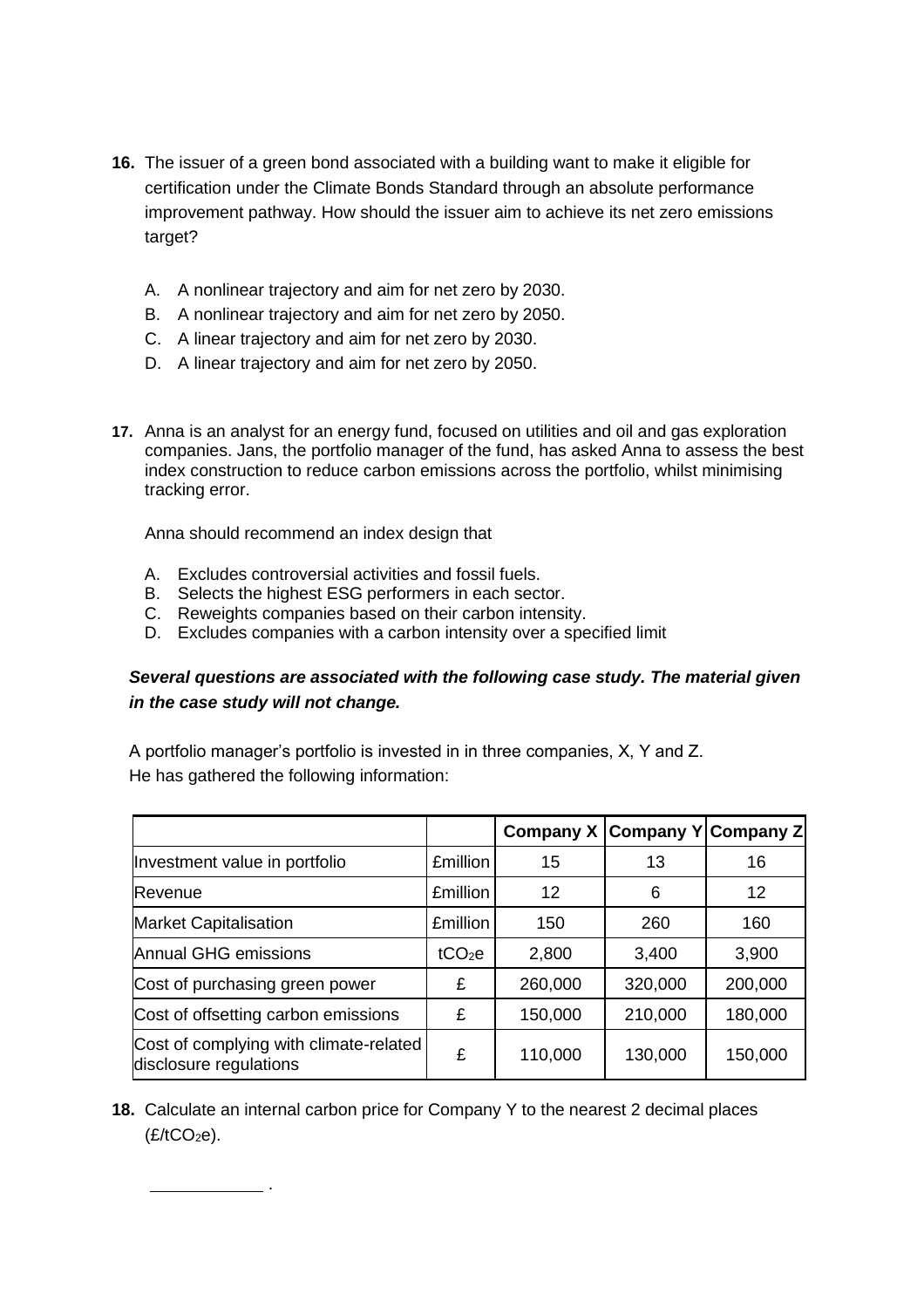**16.** The issuer of a green bond associated with a building want to make it eligible for certification under the Climate Bonds Standard through an absolute performance improvement pathway. How should the issuer aim to achieve its net zero emissions target?

A. A nonlinear trajectory and aim for net zero by 2030.
B. A nonlinear trajectory and aim for net zero by 2050.
C. A linear trajectory and aim for net zero by 2030.
D. A linear trajectory and aim for net zero by 2050.

**17.** Anna is an analyst for an energy fund, focused on utilities and oil and gas exploration companies. Jans, the portfolio manager of the fund, has asked Anna to assess the best index construction to reduce carbon emissions across the portfolio, whilst minimising tracking error.

Anna should recommend an index design that

A. Excludes controversial activities and fossil fuels.
B. Selects the highest ESG performers in each sector.
C. Reweights companies based on their carbon intensity.
D. Excludes companies with a carbon intensity over a specified limit

***Several questions are associated with the following case study. The material given in the case study will not change.***

A portfolio manager's portfolio is invested in in three companies, X, Y and Z. He has gathered the following information:

| | | **Company X** | **Company Y** | **Company Z** |
|---|---|---|---|---|
| Investment value in portfolio | £million | 15 | 13 | 16 |
| Revenue | £million | 12 | 6 | 12 |
| Market Capitalisation | £million | 150 | 260 | 160 |
| Annual GHG emissions | $tCO_2e$ | 2,800 | 3,400 | 3,900 |
| Cost of purchasing green power | £ | 260,000 | 320,000 | 200,000 |
| Cost of offsetting carbon emissions | £ | 150,000 | 210,000 | 180,000 |
| Cost of complying with climate-related disclosure regulations | £ | 110,000 | 130,000 | 150,000 |

**18.** Calculate an internal carbon price for Company Y to the nearest 2 decimal places (£/$tCO_2e$).

\_\_\_\_\_\_\_\_\_\_\_\_ .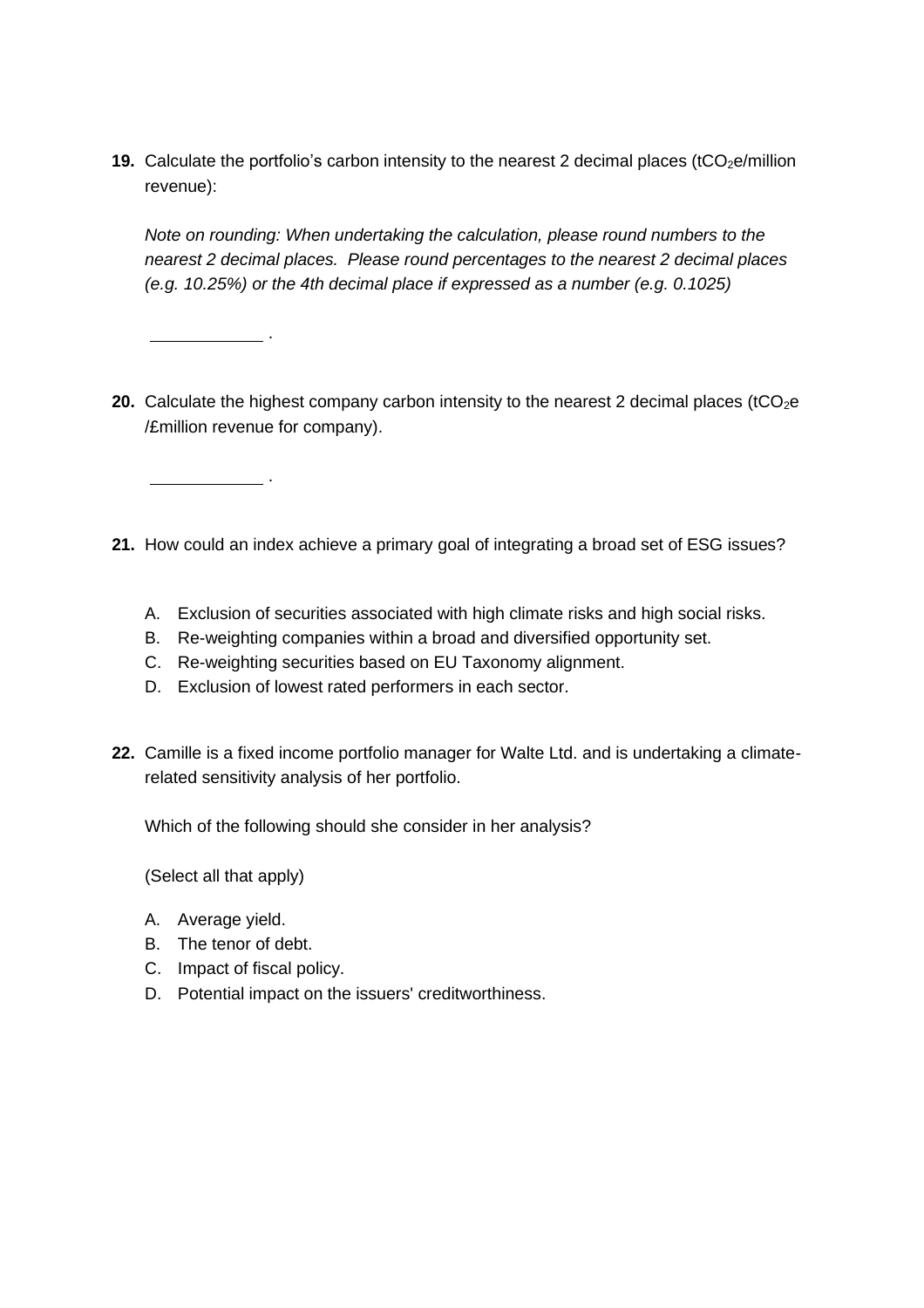**19.** Calculate the portfolio's carbon intensity to the nearest 2 decimal places ($tCO_2e$/million revenue):

*Note on rounding: When undertaking the calculation, please round numbers to the nearest 2 decimal places. Please round percentages to the nearest 2 decimal places (e.g. 10.25%) or the 4th decimal place if expressed as a number (e.g. 0.1025)*

\_\_\_\_\_\_\_\_\_\_\_\_ .

**20.** Calculate the highest company carbon intensity to the nearest 2 decimal places ($tCO_2e$ /£million revenue for company).

\_\_\_\_\_\_\_\_\_\_\_\_ .

**21.** How could an index achieve a primary goal of integrating a broad set of ESG issues?

A. Exclusion of securities associated with high climate risks and high social risks.
B. Re-weighting companies within a broad and diversified opportunity set.
C. Re-weighting securities based on EU Taxonomy alignment.
D. Exclusion of lowest rated performers in each sector.

**22.** Camille is a fixed income portfolio manager for Walte Ltd. and is undertaking a climate-related sensitivity analysis of her portfolio.

Which of the following should she consider in her analysis?

(Select all that apply)

A. Average yield.
B. The tenor of debt.
C. Impact of fiscal policy.
D. Potential impact on the issuers' creditworthiness.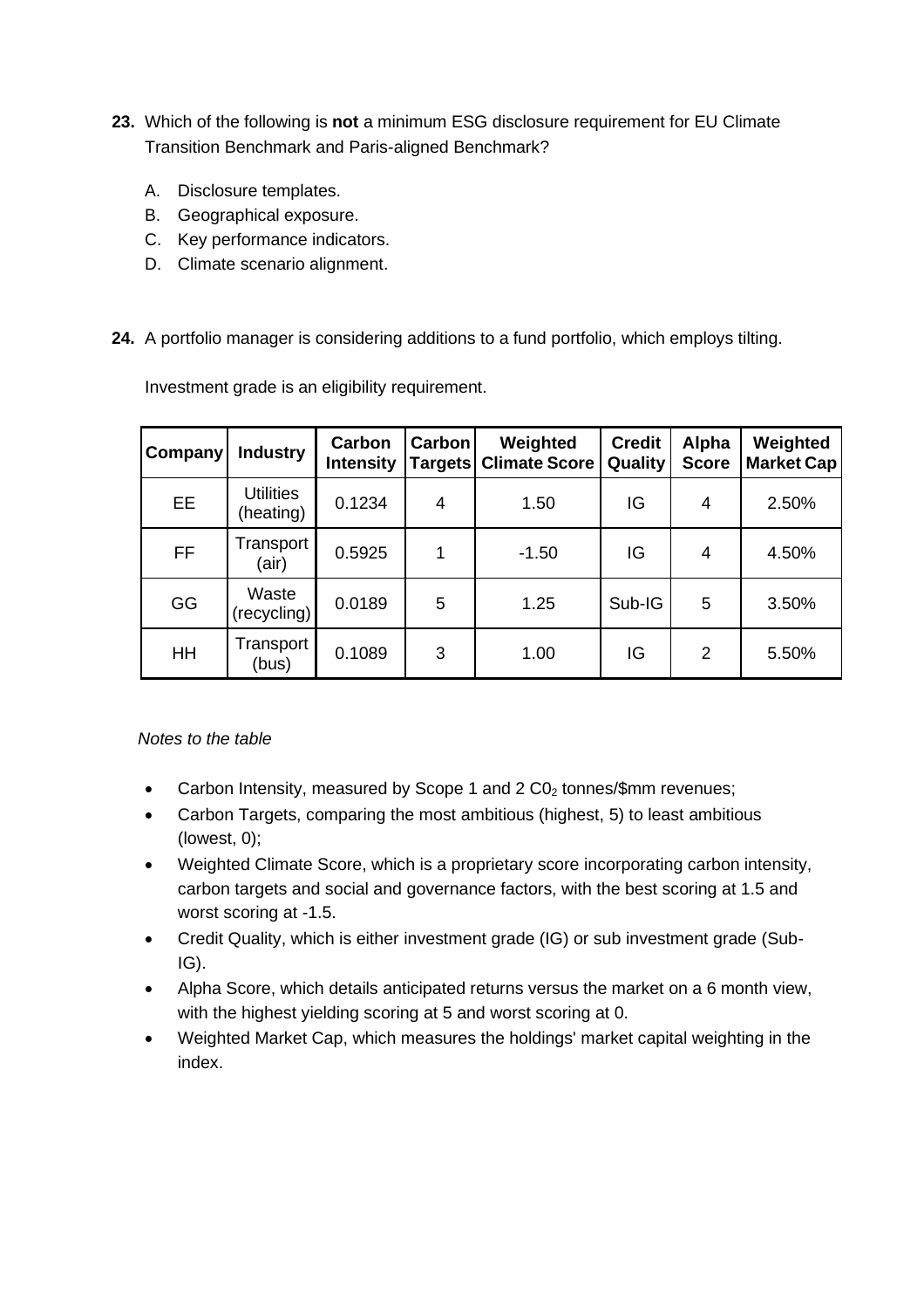**23.** Which of the following is **not** a minimum ESG disclosure requirement for EU Climate Transition Benchmark and Paris-aligned Benchmark?

A. Disclosure templates.
B. Geographical exposure.
C. Key performance indicators.
D. Climate scenario alignment.

**24.** A portfolio manager is considering additions to a fund portfolio, which employs tilting.

Investment grade is an eligibility requirement.

| Company | Industry | Carbon Intensity | Carbon Targets | Weighted Climate Score | Credit Quality | Alpha Score | Weighted Market Cap |
|---|---|---|---|---|---|---|---|
| EE | Utilities (heating) | 0.1234 | 4 | 1.50 | IG | 4 | 2.50% |
| FF | Transport (air) | 0.5925 | 1 | -1.50 | IG | 4 | 4.50% |
| GG | Waste (recycling) | 0.0189 | 5 | 1.25 | Sub-IG | 5 | 3.50% |
| HH | Transport (bus) | 0.1089 | 3 | 1.00 | IG | 2 | 5.50% |

*Notes to the table*

- Carbon Intensity, measured by Scope 1 and 2 $C0_2$ tonnes/$mm revenues;
- Carbon Targets, comparing the most ambitious (highest, 5) to least ambitious (lowest, 0);
- Weighted Climate Score, which is a proprietary score incorporating carbon intensity, carbon targets and social and governance factors, with the best scoring at 1.5 and worst scoring at -1.5.
- Credit Quality, which is either investment grade (IG) or sub investment grade (Sub-IG).
- Alpha Score, which details anticipated returns versus the market on a 6 month view, with the highest yielding scoring at 5 and worst scoring at 0.
- Weighted Market Cap, which measures the holdings' market capital weighting in the index.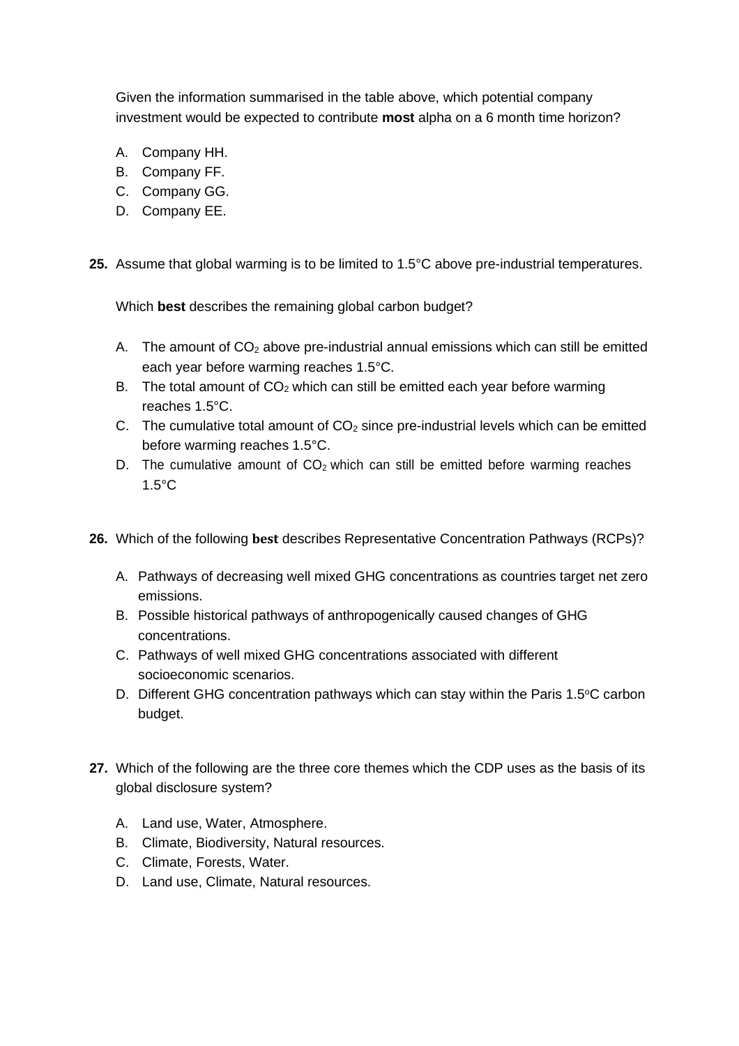Given the information summarised in the table above, which potential company investment would be expected to contribute **most** alpha on a 6 month time horizon?

A. Company HH.
B. Company FF.
C. Company GG.
D. Company EE.

**25.** Assume that global warming is to be limited to 1.5°C above pre-industrial temperatures.

Which **best** describes the remaining global carbon budget?

A. The amount of $CO_2$ above pre-industrial annual emissions which can still be emitted each year before warming reaches 1.5°C.
B. The total amount of $CO_2$ which can still be emitted each year before warming reaches 1.5°C.
C. The cumulative total amount of $CO_2$ since pre-industrial levels which can be emitted before warming reaches 1.5°C.
D. The cumulative amount of $CO_2$ which can still be emitted before warming reaches 1.5°C

**26.** Which of the following **best** describes Representative Concentration Pathways (RCPs)?

A. Pathways of decreasing well mixed GHG concentrations as countries target net zero emissions.
B. Possible historical pathways of anthropogenically caused changes of GHG concentrations.
C. Pathways of well mixed GHG concentrations associated with different socioeconomic scenarios.
D. Different GHG concentration pathways which can stay within the Paris 1.5°C carbon budget.

**27.** Which of the following are the three core themes which the CDP uses as the basis of its global disclosure system?

A. Land use, Water, Atmosphere.
B. Climate, Biodiversity, Natural resources.
C. Climate, Forests, Water.
D. Land use, Climate, Natural resources.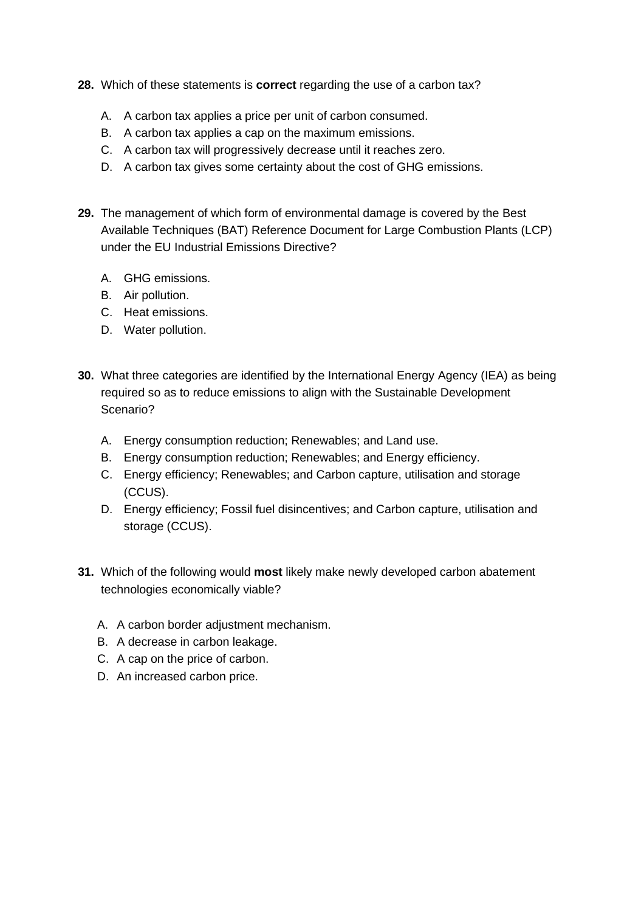**28.** Which of these statements is **correct** regarding the use of a carbon tax?

A. A carbon tax applies a price per unit of carbon consumed.
B. A carbon tax applies a cap on the maximum emissions.
C. A carbon tax will progressively decrease until it reaches zero.
D. A carbon tax gives some certainty about the cost of GHG emissions.

**29.** The management of which form of environmental damage is covered by the Best Available Techniques (BAT) Reference Document for Large Combustion Plants (LCP) under the EU Industrial Emissions Directive?

A. GHG emissions.
B. Air pollution.
C. Heat emissions.
D. Water pollution.

**30.** What three categories are identified by the International Energy Agency (IEA) as being required so as to reduce emissions to align with the Sustainable Development Scenario?

A. Energy consumption reduction; Renewables; and Land use.
B. Energy consumption reduction; Renewables; and Energy efficiency.
C. Energy efficiency; Renewables; and Carbon capture, utilisation and storage (CCUS).
D. Energy efficiency; Fossil fuel disincentives; and Carbon capture, utilisation and storage (CCUS).

**31.** Which of the following would **most** likely make newly developed carbon abatement technologies economically viable?

A. A carbon border adjustment mechanism.
B. A decrease in carbon leakage.
C. A cap on the price of carbon.
D. An increased carbon price.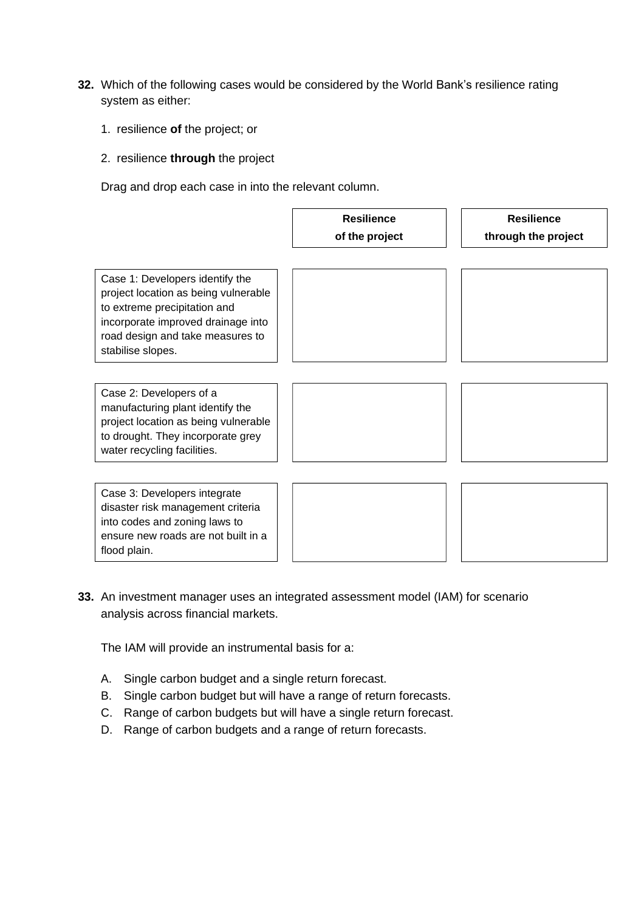**32.** Which of the following cases would be considered by the World Bank's resilience rating system as either:

1. resilience **of** the project; or
2. resilience **through** the project

Drag and drop each case in into the relevant column.

| | Resilience of the project | Resilience through the project |
|---|---|---|
| Case 1: Developers identify the project location as being vulnerable to extreme precipitation and incorporate improved drainage into road design and take measures to stabilise slopes. | | |
| Case 2: Developers of a manufacturing plant identify the project location as being vulnerable to drought. They incorporate grey water recycling facilities. | | |
| Case 3: Developers integrate disaster risk management criteria into codes and zoning laws to ensure new roads are not built in a flood plain. | | |

**33.** An investment manager uses an integrated assessment model (IAM) for scenario analysis across financial markets.

The IAM will provide an instrumental basis for a:

A. Single carbon budget and a single return forecast.
B. Single carbon budget but will have a range of return forecasts.
C. Range of carbon budgets but will have a single return forecast.
D. Range of carbon budgets and a range of return forecasts.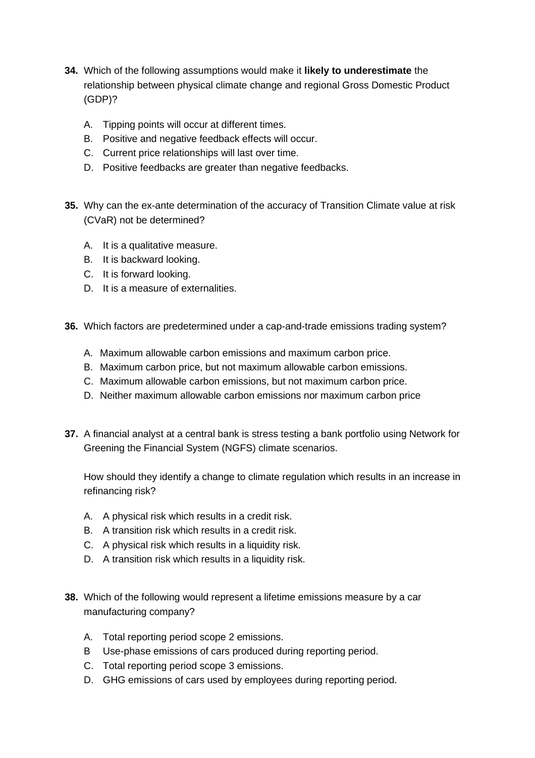**34.** Which of the following assumptions would make it **likely to underestimate** the relationship between physical climate change and regional Gross Domestic Product (GDP)?

A. Tipping points will occur at different times.
B. Positive and negative feedback effects will occur.
C. Current price relationships will last over time.
D. Positive feedbacks are greater than negative feedbacks.

**35.** Why can the ex-ante determination of the accuracy of Transition Climate value at risk (CVaR) not be determined?

A. It is a qualitative measure.
B. It is backward looking.
C. It is forward looking.
D. It is a measure of externalities.

**36.** Which factors are predetermined under a cap-and-trade emissions trading system?

A. Maximum allowable carbon emissions and maximum carbon price.
B. Maximum carbon price, but not maximum allowable carbon emissions.
C. Maximum allowable carbon emissions, but not maximum carbon price.
D. Neither maximum allowable carbon emissions nor maximum carbon price

**37.** A financial analyst at a central bank is stress testing a bank portfolio using Network for Greening the Financial System (NGFS) climate scenarios.

How should they identify a change to climate regulation which results in an increase in refinancing risk?

A. A physical risk which results in a credit risk.
B. A transition risk which results in a credit risk.
C. A physical risk which results in a liquidity risk.
D. A transition risk which results in a liquidity risk.

**38.** Which of the following would represent a lifetime emissions measure by a car manufacturing company?

A. Total reporting period scope 2 emissions.
B Use-phase emissions of cars produced during reporting period.
C. Total reporting period scope 3 emissions.
D. GHG emissions of cars used by employees during reporting period.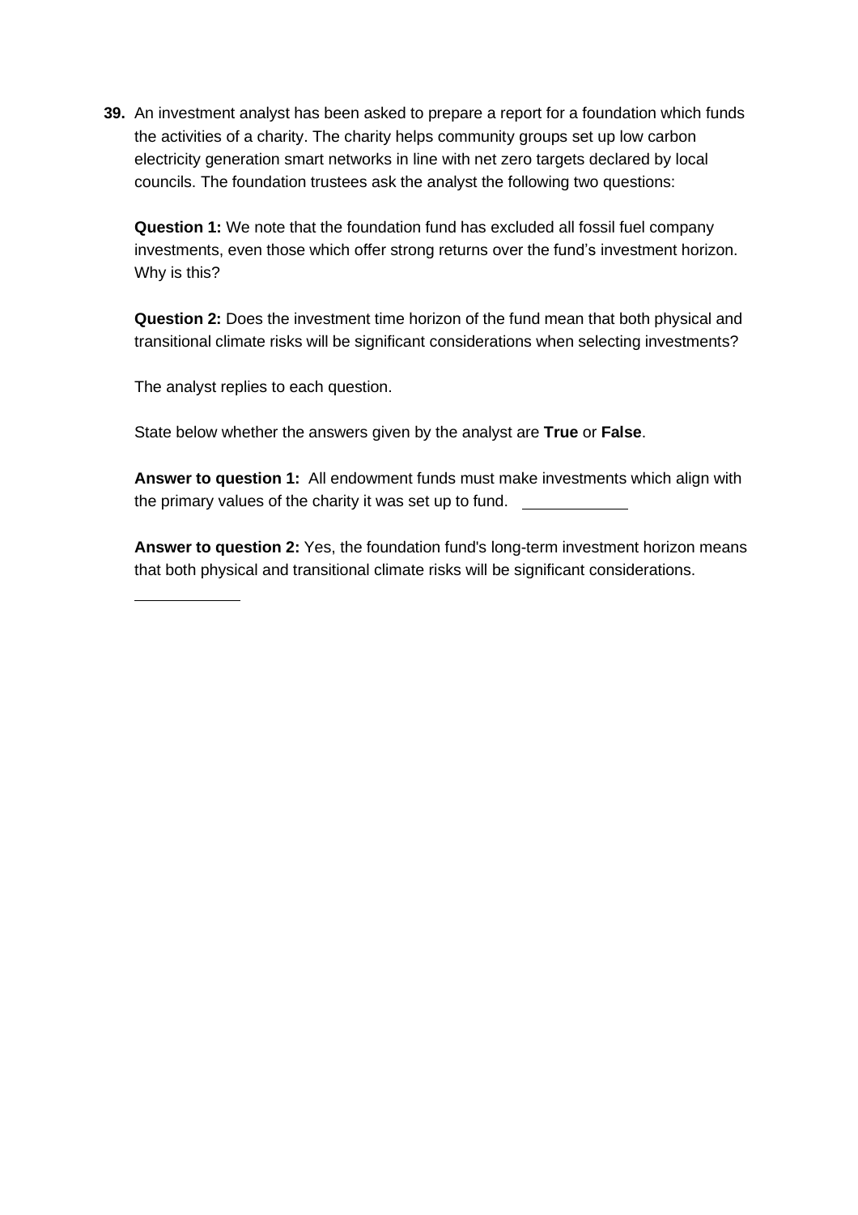**39.** An investment analyst has been asked to prepare a report for a foundation which funds the activities of a charity. The charity helps community groups set up low carbon electricity generation smart networks in line with net zero targets declared by local councils. The foundation trustees ask the analyst the following two questions:

**Question 1:** We note that the foundation fund has excluded all fossil fuel company investments, even those which offer strong returns over the fund's investment horizon. Why is this?

**Question 2:** Does the investment time horizon of the fund mean that both physical and transitional climate risks will be significant considerations when selecting investments?

The analyst replies to each question.

State below whether the answers given by the analyst are **True** or **False**.

**Answer to question 1:** All endowment funds must make investments which align with the primary values of the charity it was set up to fund. ____________

**Answer to question 2:** Yes, the foundation fund's long-term investment horizon means that both physical and transitional climate risks will be significant considerations.

____________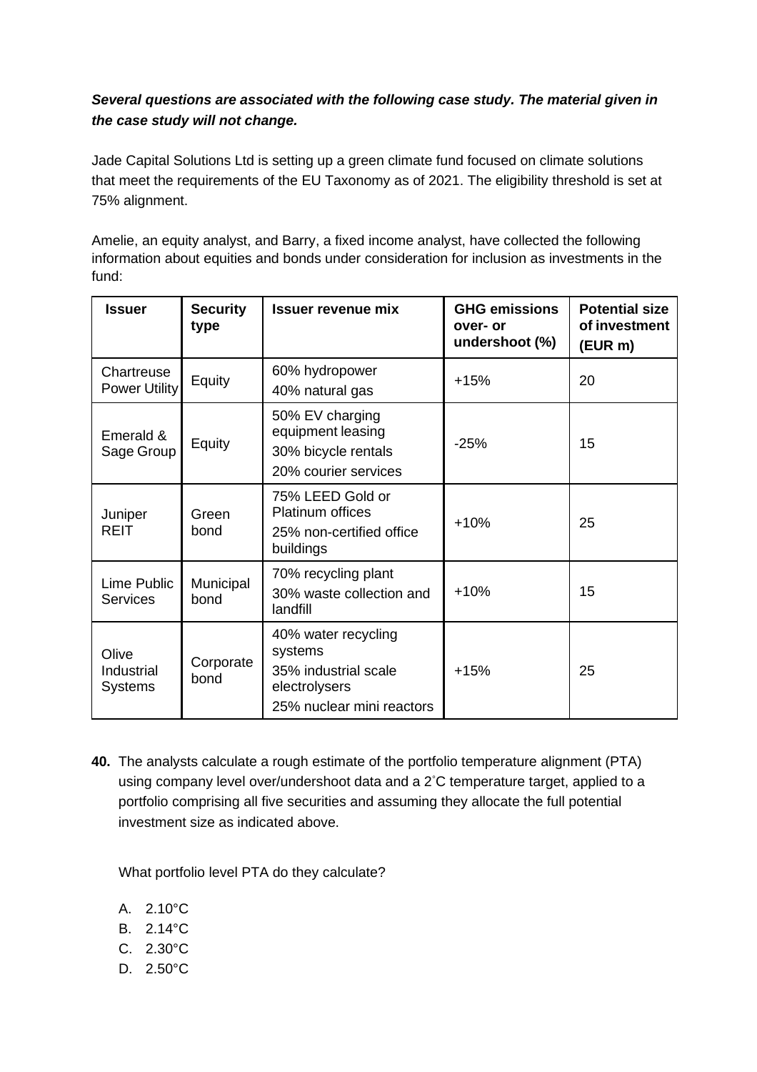***Several questions are associated with the following case study. The material given in the case study will not change.***

Jade Capital Solutions Ltd is setting up a green climate fund focused on climate solutions that meet the requirements of the EU Taxonomy as of 2021. The eligibility threshold is set at 75% alignment.

Amelie, an equity analyst, and Barry, a fixed income analyst, have collected the following information about equities and bonds under consideration for inclusion as investments in the fund:

| Issuer | Security type | Issuer revenue mix | GHG emissions over- or undershoot (%) | Potential size of investment (EUR m) |
|---|---|---|---|---|
| Chartreuse Power Utility | Equity | 60% hydropower<br>40% natural gas | +15% | 20 |
| Emerald & Sage Group | Equity | 50% EV charging equipment leasing<br>30% bicycle rentals<br>20% courier services | -25% | 15 |
| Juniper REIT | Green bond | 75% LEED Gold or Platinum offices<br>25% non-certified office buildings | +10% | 25 |
| Lime Public Services | Municipal bond | 70% recycling plant<br>30% waste collection and landfill | +10% | 15 |
| Olive Industrial Systems | Corporate bond | 40% water recycling systems<br>35% industrial scale electrolysers<br>25% nuclear mini reactors | +15% | 25 |

**40.** The analysts calculate a rough estimate of the portfolio temperature alignment (PTA) using company level over/undershoot data and a 2˚C temperature target, applied to a portfolio comprising all five securities and assuming they allocate the full potential investment size as indicated above.

What portfolio level PTA do they calculate?

A. 2.10°C
B. 2.14°C
C. 2.30°C
D. 2.50°C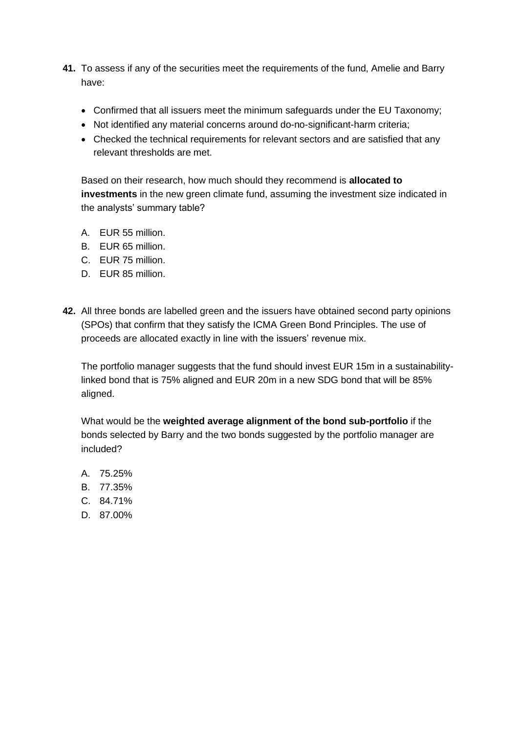**41.** To assess if any of the securities meet the requirements of the fund, Amelie and Barry have:

- Confirmed that all issuers meet the minimum safeguards under the EU Taxonomy;
- Not identified any material concerns around do-no-significant-harm criteria;
- Checked the technical requirements for relevant sectors and are satisfied that any relevant thresholds are met.

Based on their research, how much should they recommend is **allocated to investments** in the new green climate fund, assuming the investment size indicated in the analysts' summary table?

A. EUR 55 million.
B. EUR 65 million.
C. EUR 75 million.
D. EUR 85 million.

**42.** All three bonds are labelled green and the issuers have obtained second party opinions (SPOs) that confirm that they satisfy the ICMA Green Bond Principles. The use of proceeds are allocated exactly in line with the issuers' revenue mix.

The portfolio manager suggests that the fund should invest EUR 15m in a sustainability-linked bond that is 75% aligned and EUR 20m in a new SDG bond that will be 85% aligned.

What would be the **weighted average alignment of the bond sub-portfolio** if the bonds selected by Barry and the two bonds suggested by the portfolio manager are included?

A. 75.25%
B. 77.35%
C. 84.71%
D. 87.00%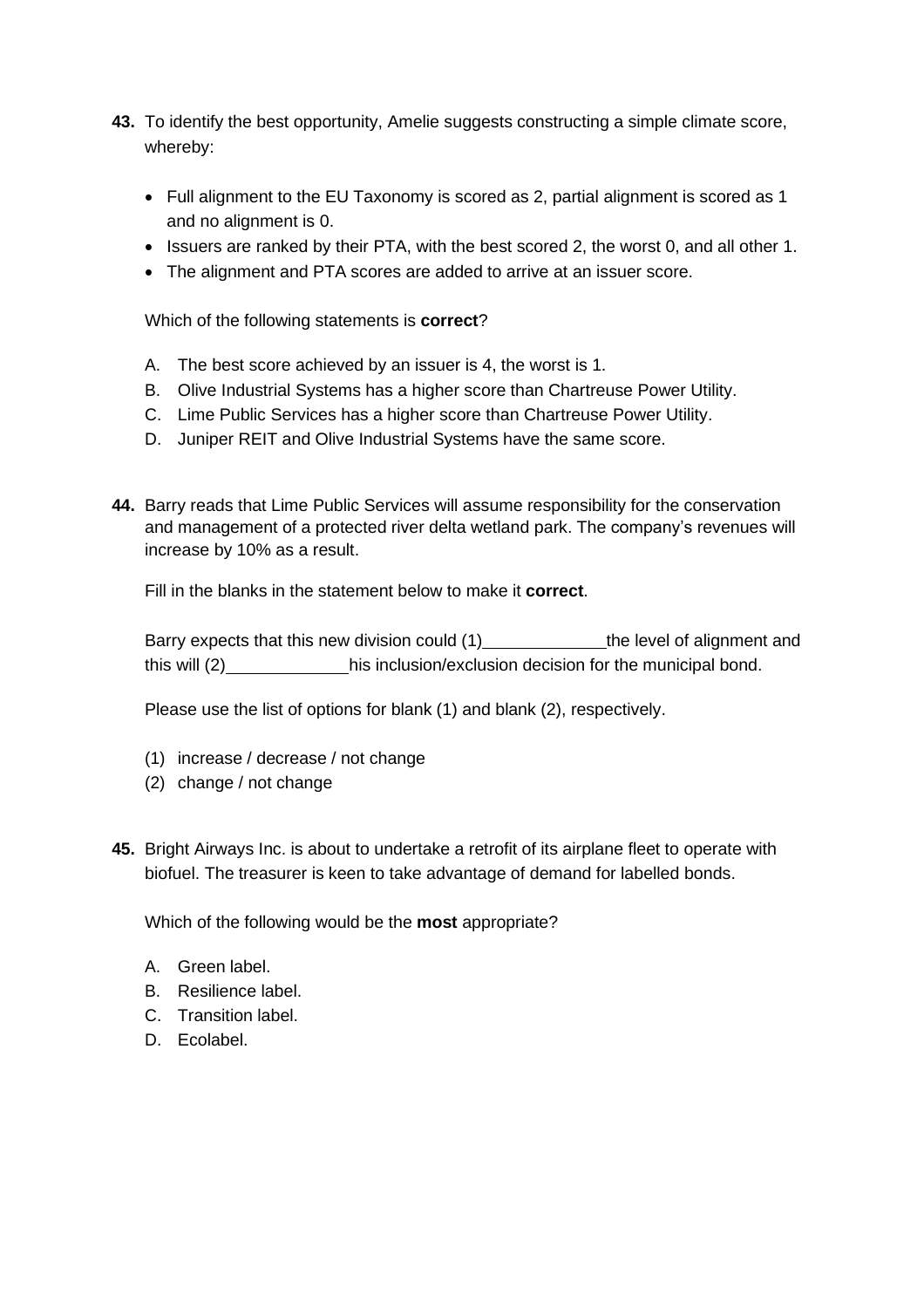**43.** To identify the best opportunity, Amelie suggests constructing a simple climate score, whereby:

- Full alignment to the EU Taxonomy is scored as 2, partial alignment is scored as 1 and no alignment is 0.
- Issuers are ranked by their PTA, with the best scored 2, the worst 0, and all other 1.
- The alignment and PTA scores are added to arrive at an issuer score.

Which of the following statements is **correct**?

A. The best score achieved by an issuer is 4, the worst is 1.
B. Olive Industrial Systems has a higher score than Chartreuse Power Utility.
C. Lime Public Services has a higher score than Chartreuse Power Utility.
D. Juniper REIT and Olive Industrial Systems have the same score.

**44.** Barry reads that Lime Public Services will assume responsibility for the conservation and management of a protected river delta wetland park. The company's revenues will increase by 10% as a result.

Fill in the blanks in the statement below to make it **correct**.

Barry expects that this new division could (1)_____________the level of alignment and this will (2)_____________his inclusion/exclusion decision for the municipal bond.

Please use the list of options for blank (1) and blank (2), respectively.

(1) increase / decrease / not change
(2) change / not change

**45.** Bright Airways Inc. is about to undertake a retrofit of its airplane fleet to operate with biofuel. The treasurer is keen to take advantage of demand for labelled bonds.

Which of the following would be the **most** appropriate?

A. Green label.
B. Resilience label.
C. Transition label.
D. Ecolabel.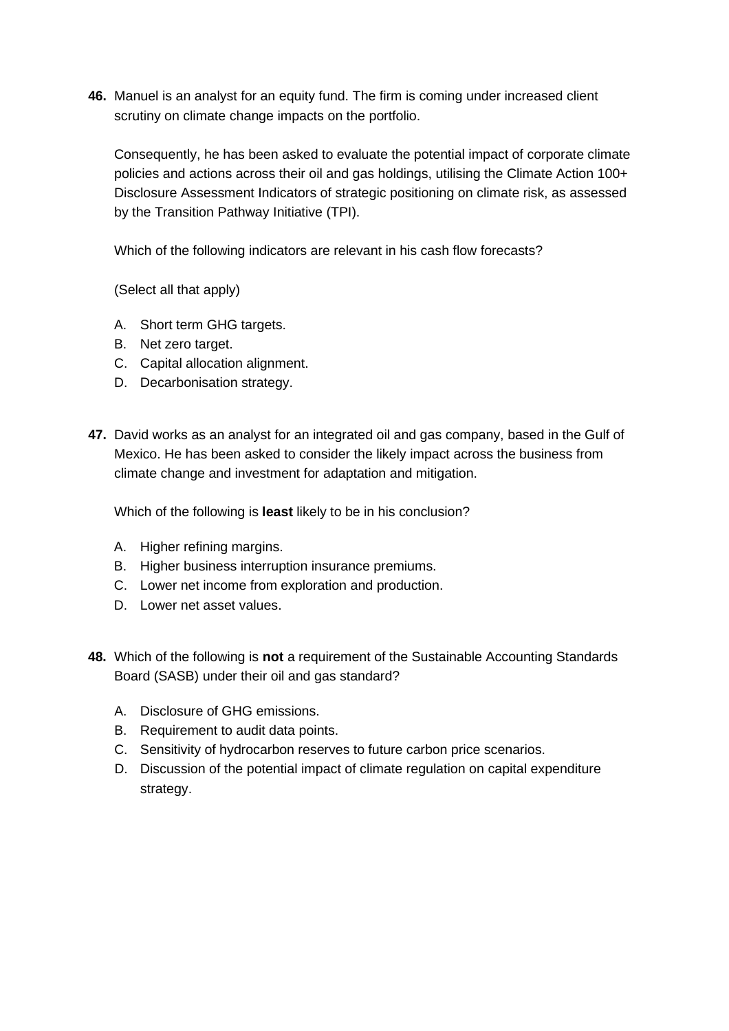**46.** Manuel is an analyst for an equity fund. The firm is coming under increased client scrutiny on climate change impacts on the portfolio.

Consequently, he has been asked to evaluate the potential impact of corporate climate policies and actions across their oil and gas holdings, utilising the Climate Action 100+ Disclosure Assessment Indicators of strategic positioning on climate risk, as assessed by the Transition Pathway Initiative (TPI).

Which of the following indicators are relevant in his cash flow forecasts?

(Select all that apply)

A. Short term GHG targets.
B. Net zero target.
C. Capital allocation alignment.
D. Decarbonisation strategy.

**47.** David works as an analyst for an integrated oil and gas company, based in the Gulf of Mexico. He has been asked to consider the likely impact across the business from climate change and investment for adaptation and mitigation.

Which of the following is **least** likely to be in his conclusion?

A. Higher refining margins.
B. Higher business interruption insurance premiums.
C. Lower net income from exploration and production.
D. Lower net asset values.

**48.** Which of the following is **not** a requirement of the Sustainable Accounting Standards Board (SASB) under their oil and gas standard?

A. Disclosure of GHG emissions.
B. Requirement to audit data points.
C. Sensitivity of hydrocarbon reserves to future carbon price scenarios.
D. Discussion of the potential impact of climate regulation on capital expenditure strategy.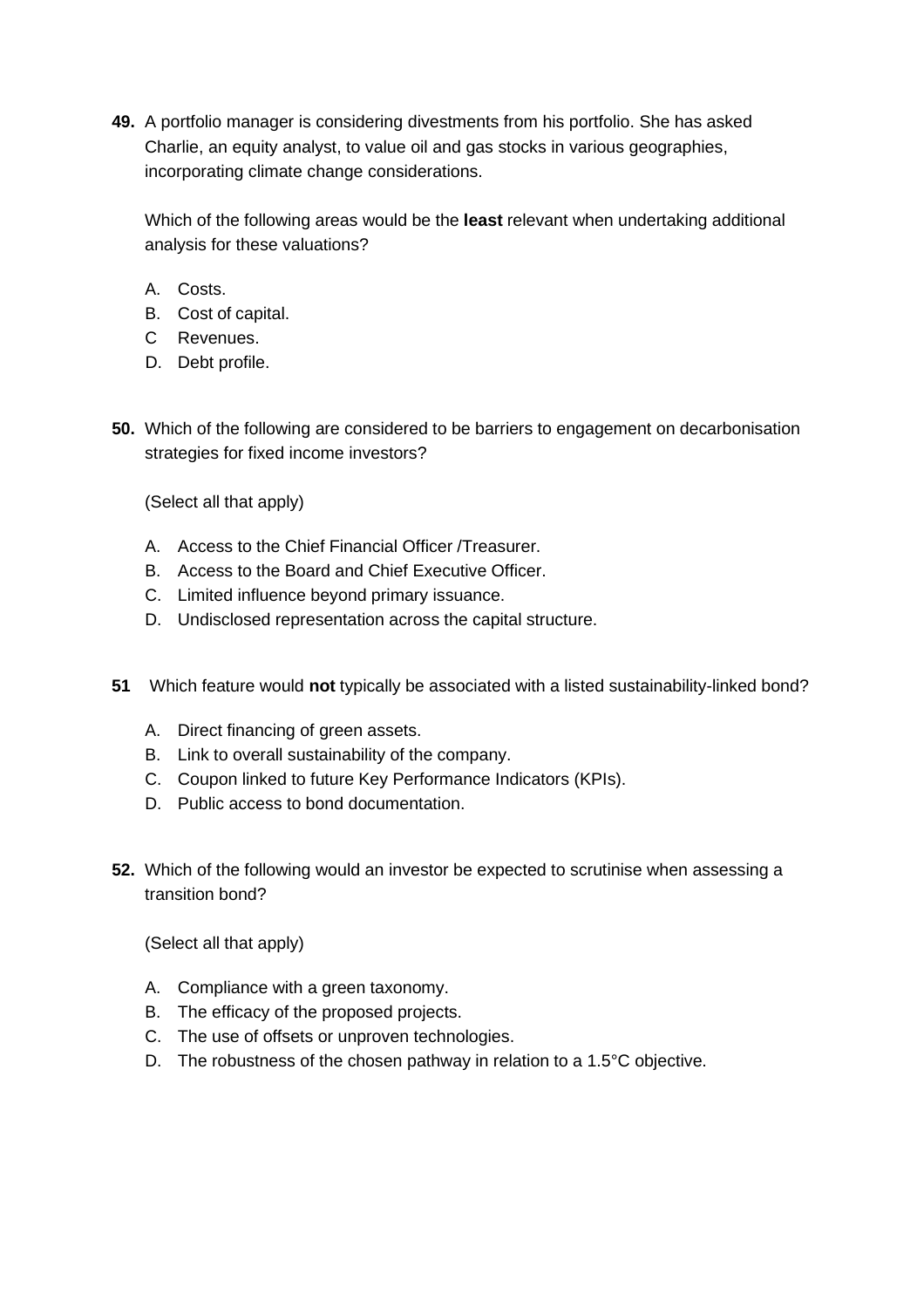**49.** A portfolio manager is considering divestments from his portfolio. She has asked Charlie, an equity analyst, to value oil and gas stocks in various geographies, incorporating climate change considerations.

Which of the following areas would be the **least** relevant when undertaking additional analysis for these valuations?

A. Costs.
B. Cost of capital.
C Revenues.
D. Debt profile.

**50.** Which of the following are considered to be barriers to engagement on decarbonisation strategies for fixed income investors?

(Select all that apply)

A. Access to the Chief Financial Officer /Treasurer.
B. Access to the Board and Chief Executive Officer.
C. Limited influence beyond primary issuance.
D. Undisclosed representation across the capital structure.

**51** Which feature would **not** typically be associated with a listed sustainability-linked bond?

A. Direct financing of green assets.
B. Link to overall sustainability of the company.
C. Coupon linked to future Key Performance Indicators (KPIs).
D. Public access to bond documentation.

**52.** Which of the following would an investor be expected to scrutinise when assessing a transition bond?

(Select all that apply)

A. Compliance with a green taxonomy.
B. The efficacy of the proposed projects.
C. The use of offsets or unproven technologies.
D. The robustness of the chosen pathway in relation to a 1.5°C objective.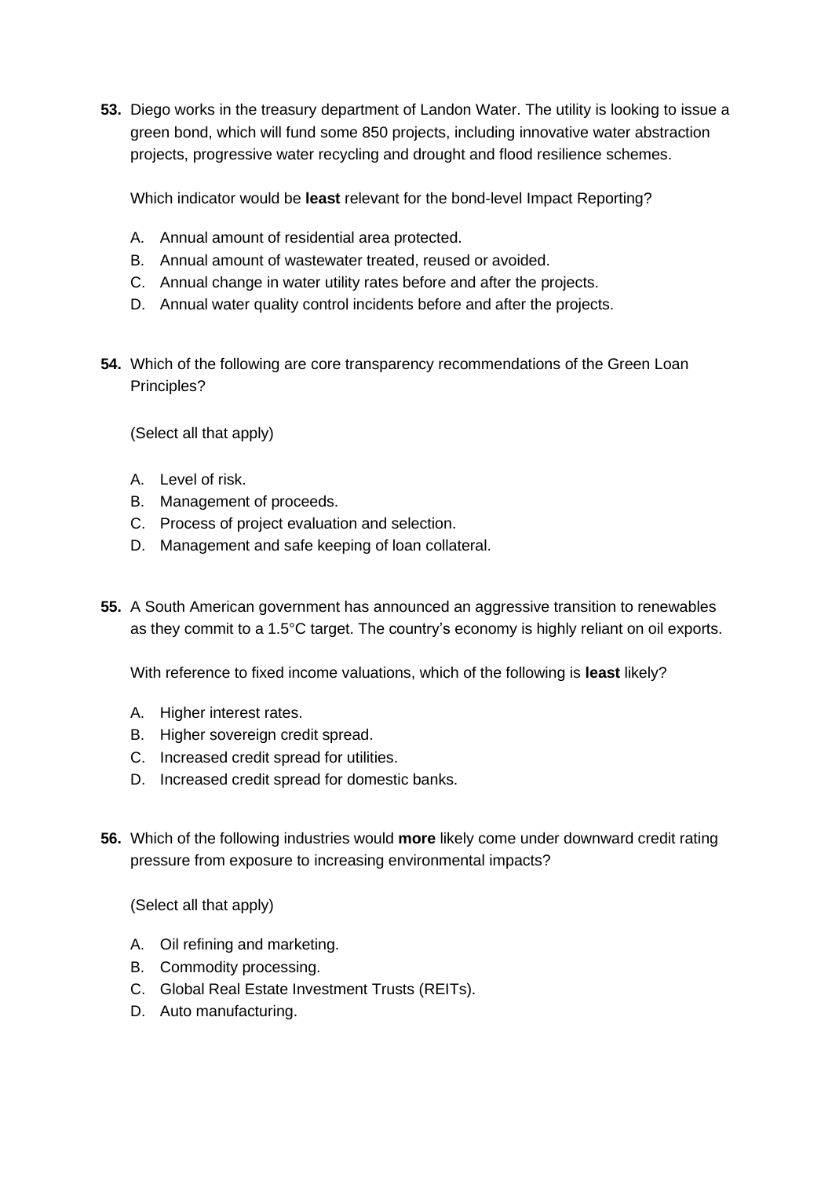**53.** Diego works in the treasury department of Landon Water. The utility is looking to issue a green bond, which will fund some 850 projects, including innovative water abstraction projects, progressive water recycling and drought and flood resilience schemes.

Which indicator would be **least** relevant for the bond-level Impact Reporting?

A. Annual amount of residential area protected.
B. Annual amount of wastewater treated, reused or avoided.
C. Annual change in water utility rates before and after the projects.
D. Annual water quality control incidents before and after the projects.

**54.** Which of the following are core transparency recommendations of the Green Loan Principles?

(Select all that apply)

A. Level of risk.
B. Management of proceeds.
C. Process of project evaluation and selection.
D. Management and safe keeping of loan collateral.

**55.** A South American government has announced an aggressive transition to renewables as they commit to a 1.5°C target. The country's economy is highly reliant on oil exports.

With reference to fixed income valuations, which of the following is **least** likely?

A. Higher interest rates.
B. Higher sovereign credit spread.
C. Increased credit spread for utilities.
D. Increased credit spread for domestic banks.

**56.** Which of the following industries would **more** likely come under downward credit rating pressure from exposure to increasing environmental impacts?

(Select all that apply)

A. Oil refining and marketing.
B. Commodity processing.
C. Global Real Estate Investment Trusts (REITs).
D. Auto manufacturing.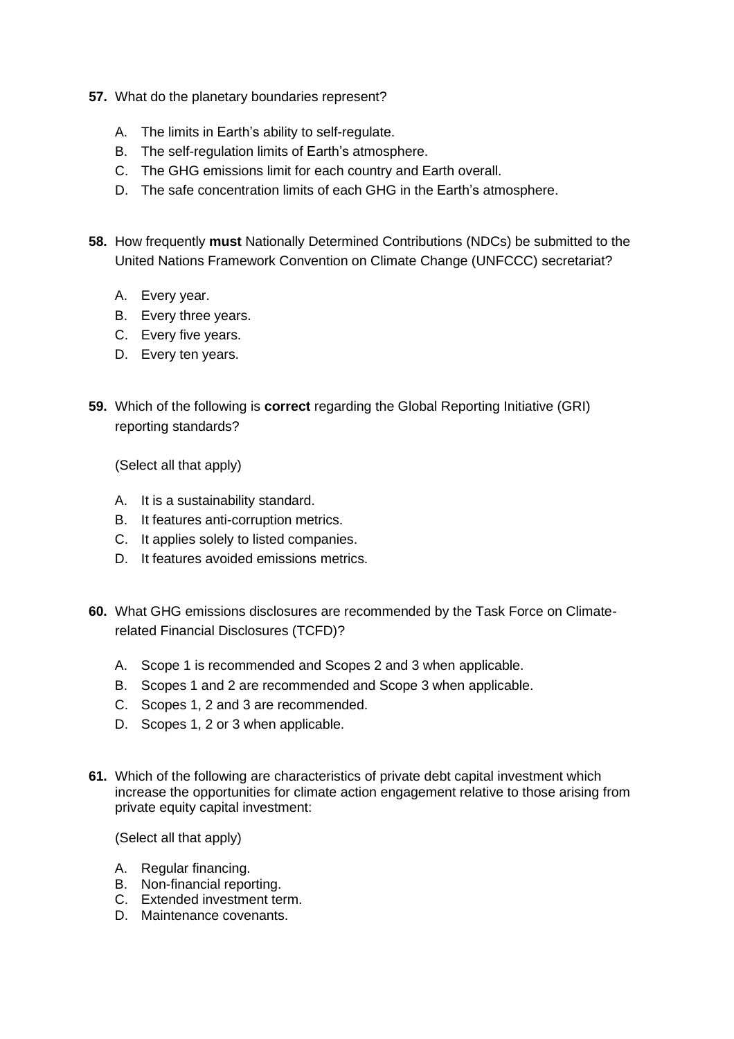**57.** What do the planetary boundaries represent?

A. The limits in Earth’s ability to self-regulate.
B. The self-regulation limits of Earth’s atmosphere.
C. The GHG emissions limit for each country and Earth overall.
D. The safe concentration limits of each GHG in the Earth’s atmosphere.

**58.** How frequently **must** Nationally Determined Contributions (NDCs) be submitted to the United Nations Framework Convention on Climate Change (UNFCCC) secretariat?

A. Every year.
B. Every three years.
C. Every five years.
D. Every ten years.

**59.** Which of the following is **correct** regarding the Global Reporting Initiative (GRI) reporting standards?

(Select all that apply)

A. It is a sustainability standard.
B. It features anti-corruption metrics.
C. It applies solely to listed companies.
D. It features avoided emissions metrics.

**60.** What GHG emissions disclosures are recommended by the Task Force on Climate-related Financial Disclosures (TCFD)?

A. Scope 1 is recommended and Scopes 2 and 3 when applicable.
B. Scopes 1 and 2 are recommended and Scope 3 when applicable.
C. Scopes 1, 2 and 3 are recommended.
D. Scopes 1, 2 or 3 when applicable.

**61.** Which of the following are characteristics of private debt capital investment which increase the opportunities for climate action engagement relative to those arising from private equity capital investment:

(Select all that apply)

A. Regular financing.
B. Non-financial reporting.
C. Extended investment term.
D. Maintenance covenants.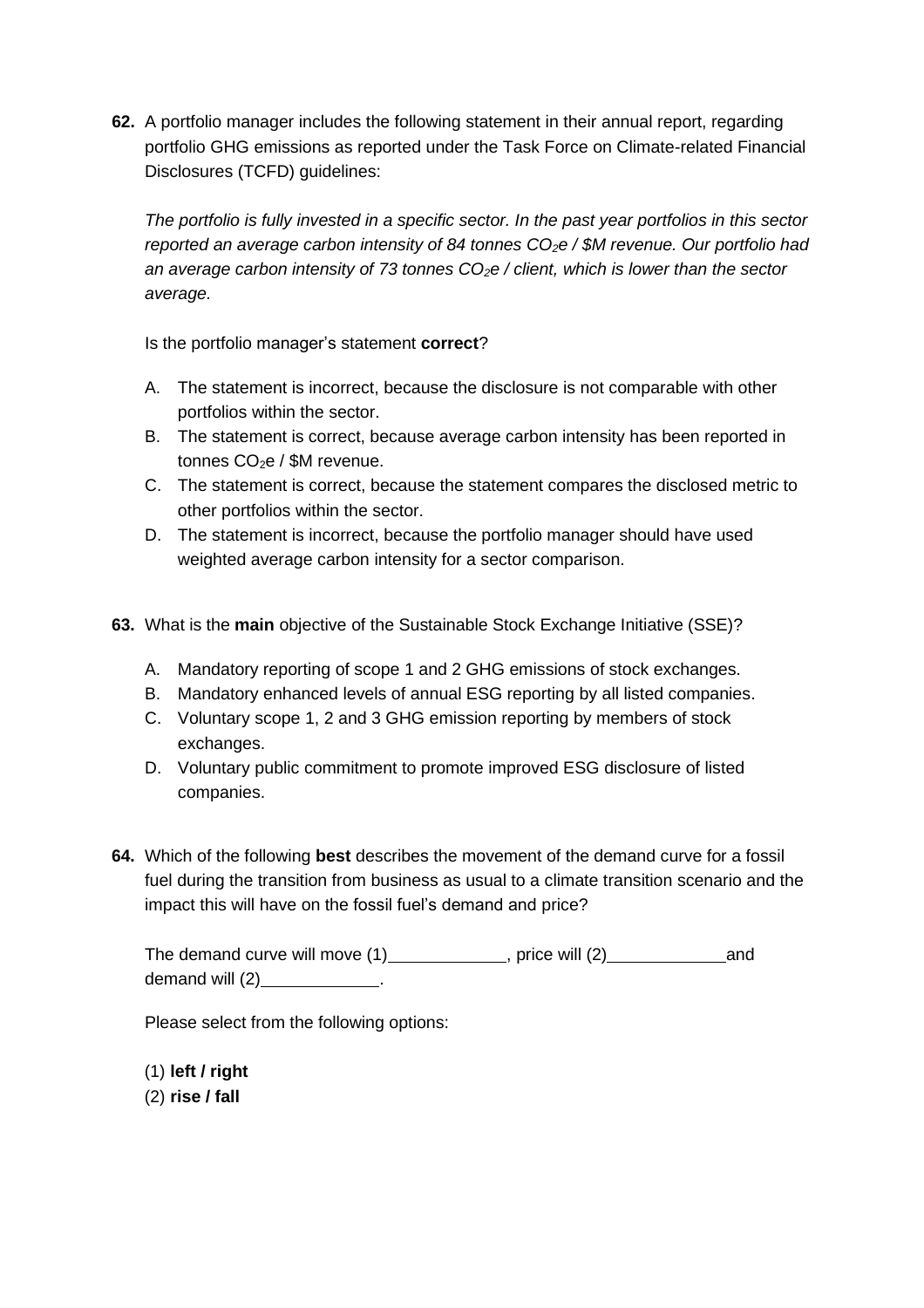**62.** A portfolio manager includes the following statement in their annual report, regarding portfolio GHG emissions as reported under the Task Force on Climate-related Financial Disclosures (TCFD) guidelines:

*The portfolio is fully invested in a specific sector. In the past year portfolios in this sector reported an average carbon intensity of 84 tonnes $CO_2e$ / \$M revenue. Our portfolio had an average carbon intensity of 73 tonnes $CO_2e$ / client, which is lower than the sector average.*

Is the portfolio manager's statement **correct**?

A. The statement is incorrect, because the disclosure is not comparable with other portfolios within the sector.
B. The statement is correct, because average carbon intensity has been reported in tonnes $CO_2e$ / \$M revenue.
C. The statement is correct, because the statement compares the disclosed metric to other portfolios within the sector.
D. The statement is incorrect, because the portfolio manager should have used weighted average carbon intensity for a sector comparison.

**63.** What is the **main** objective of the Sustainable Stock Exchange Initiative (SSE)?

A. Mandatory reporting of scope 1 and 2 GHG emissions of stock exchanges.
B. Mandatory enhanced levels of annual ESG reporting by all listed companies.
C. Voluntary scope 1, 2 and 3 GHG emission reporting by members of stock exchanges.
D. Voluntary public commitment to promote improved ESG disclosure of listed companies.

**64.** Which of the following **best** describes the movement of the demand curve for a fossil fuel during the transition from business as usual to a climate transition scenario and the impact this will have on the fossil fuel's demand and price?

The demand curve will move (1)____________, price will (2)____________and demand will (2)____________.

Please select from the following options:

(1) **left / right**
(2) **rise / fall**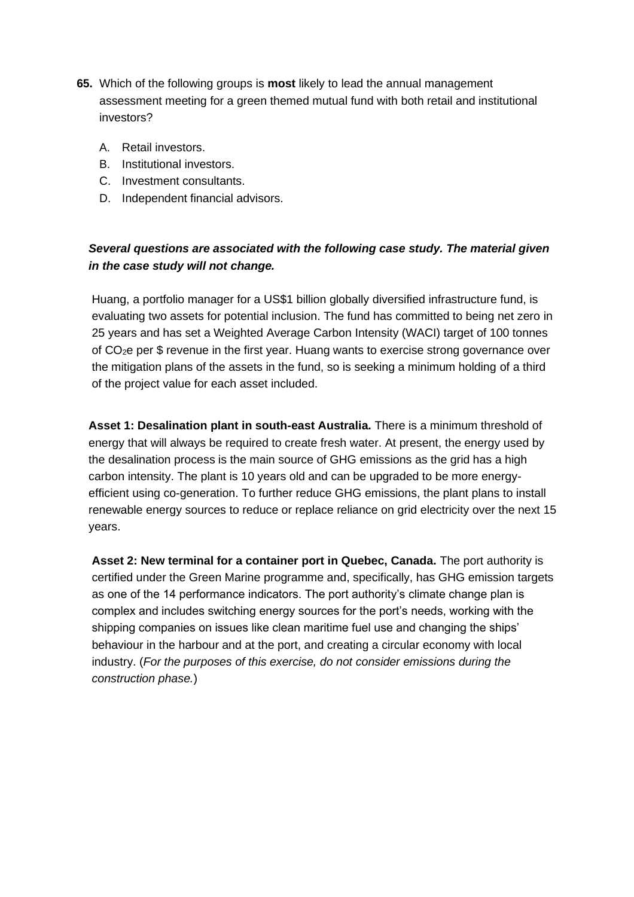**65.** Which of the following groups is **most** likely to lead the annual management assessment meeting for a green themed mutual fund with both retail and institutional investors?

A. Retail investors.
B. Institutional investors.
C. Investment consultants.
D. Independent financial advisors.

***Several questions are associated with the following case study. The material given in the case study will not change.***

Huang, a portfolio manager for a US$1 billion globally diversified infrastructure fund, is evaluating two assets for potential inclusion. The fund has committed to being net zero in 25 years and has set a Weighted Average Carbon Intensity (WACI) target of 100 tonnes of $CO_2e$ per $ revenue in the first year. Huang wants to exercise strong governance over the mitigation plans of the assets in the fund, so is seeking a minimum holding of a third of the project value for each asset included.

**Asset 1: Desalination plant in south-east Australia.** There is a minimum threshold of energy that will always be required to create fresh water. At present, the energy used by the desalination process is the main source of GHG emissions as the grid has a high carbon intensity. The plant is 10 years old and can be upgraded to be more energy-efficient using co-generation. To further reduce GHG emissions, the plant plans to install renewable energy sources to reduce or replace reliance on grid electricity over the next 15 years.

**Asset 2: New terminal for a container port in Quebec, Canada.** The port authority is certified under the Green Marine programme and, specifically, has GHG emission targets as one of the 14 performance indicators. The port authority's climate change plan is complex and includes switching energy sources for the port's needs, working with the shipping companies on issues like clean maritime fuel use and changing the ships' behaviour in the harbour and at the port, and creating a circular economy with local industry. (*For the purposes of this exercise, do not consider emissions during the construction phase.*)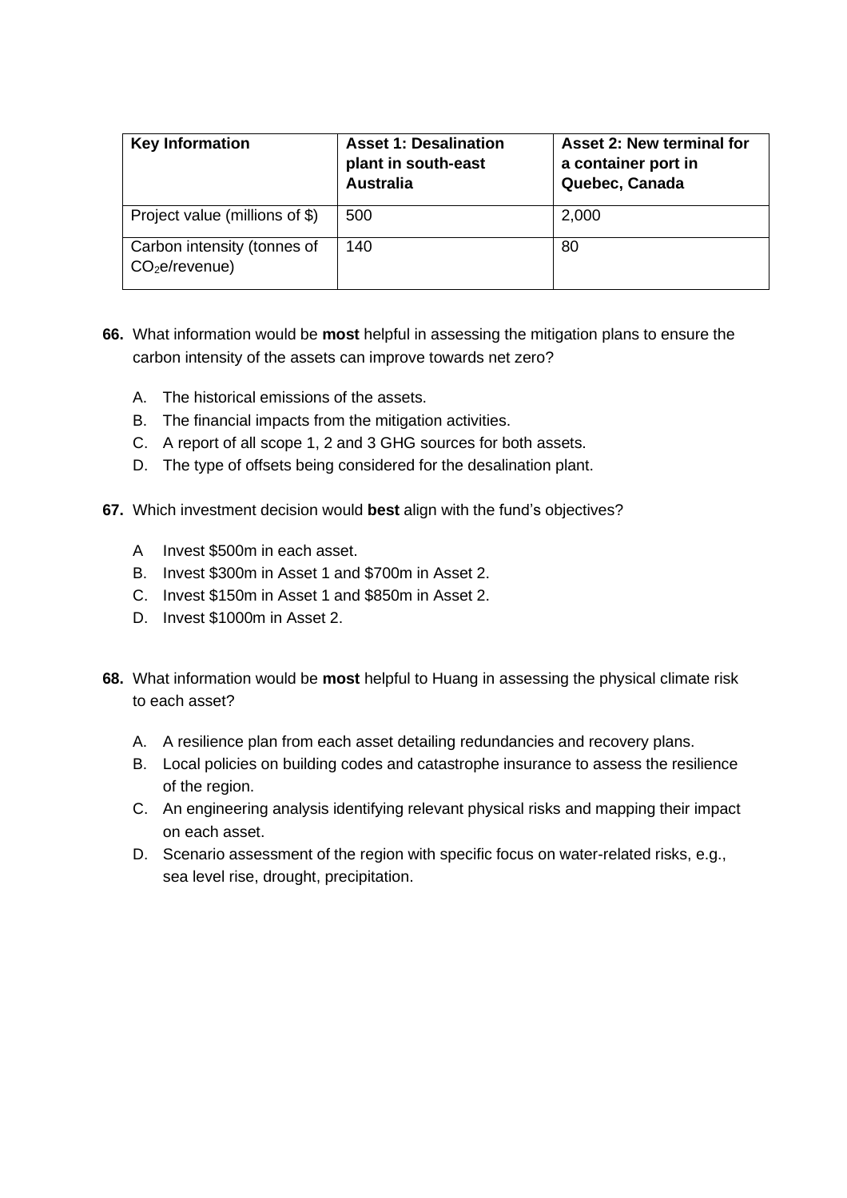| Key Information | Asset 1: Desalination plant in south-east Australia | Asset 2: New terminal for a container port in Quebec, Canada |
| --- | --- | --- |
| Project value (millions of $) | 500 | 2,000 |
| Carbon intensity (tonnes of $CO_2$e/revenue) | 140 | 80 |

**66.** What information would be **most** helpful in assessing the mitigation plans to ensure the carbon intensity of the assets can improve towards net zero?

A. The historical emissions of the assets.
B. The financial impacts from the mitigation activities.
C. A report of all scope 1, 2 and 3 GHG sources for both assets.
D. The type of offsets being considered for the desalination plant.

**67.** Which investment decision would **best** align with the fund's objectives?

A Invest $500m in each asset.
B. Invest $300m in Asset 1 and $700m in Asset 2.
C. Invest $150m in Asset 1 and $850m in Asset 2.
D. Invest $1000m in Asset 2.

**68.** What information would be **most** helpful to Huang in assessing the physical climate risk to each asset?

A. A resilience plan from each asset detailing redundancies and recovery plans.
B. Local policies on building codes and catastrophe insurance to assess the resilience of the region.
C. An engineering analysis identifying relevant physical risks and mapping their impact on each asset.
D. Scenario assessment of the region with specific focus on water-related risks, e.g., sea level rise, drought, precipitation.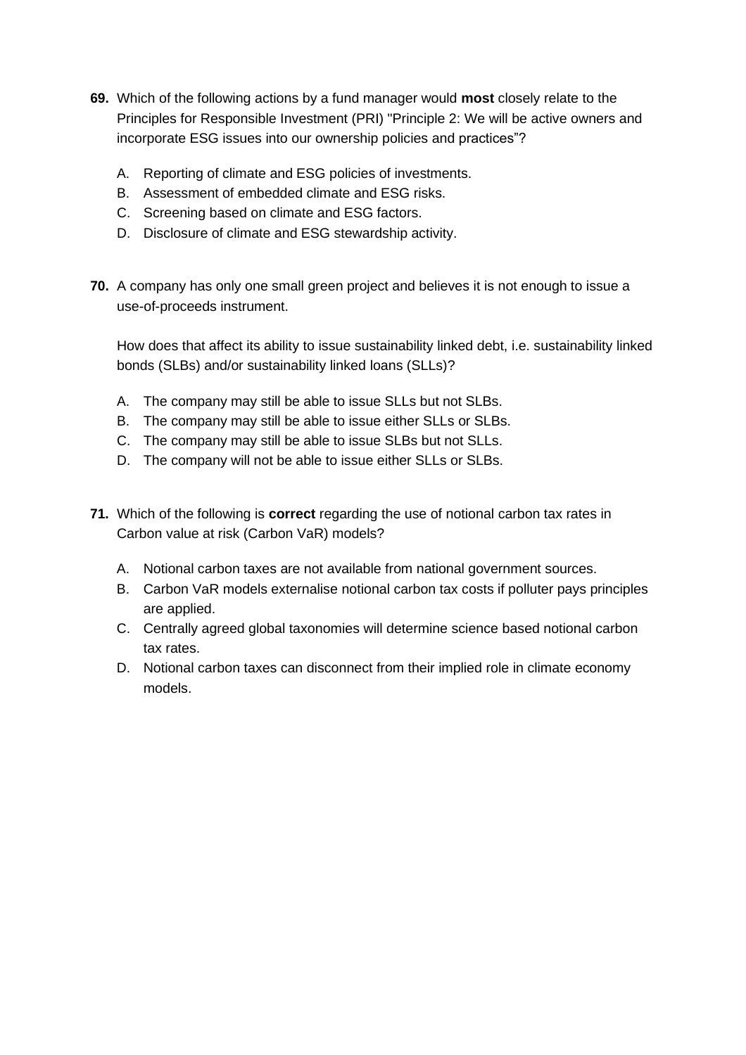**69.** Which of the following actions by a fund manager would **most** closely relate to the Principles for Responsible Investment (PRI) "Principle 2: We will be active owners and incorporate ESG issues into our ownership policies and practices"?

A. Reporting of climate and ESG policies of investments.
B. Assessment of embedded climate and ESG risks.
C. Screening based on climate and ESG factors.
D. Disclosure of climate and ESG stewardship activity.

**70.** A company has only one small green project and believes it is not enough to issue a use-of-proceeds instrument.

How does that affect its ability to issue sustainability linked debt, i.e. sustainability linked bonds (SLBs) and/or sustainability linked loans (SLLs)?

A. The company may still be able to issue SLLs but not SLBs.
B. The company may still be able to issue either SLLs or SLBs.
C. The company may still be able to issue SLBs but not SLLs.
D. The company will not be able to issue either SLLs or SLBs.

**71.** Which of the following is **correct** regarding the use of notional carbon tax rates in Carbon value at risk (Carbon VaR) models?

A. Notional carbon taxes are not available from national government sources.
B. Carbon VaR models externalise notional carbon tax costs if polluter pays principles are applied.
C. Centrally agreed global taxonomies will determine science based notional carbon tax rates.
D. Notional carbon taxes can disconnect from their implied role in climate economy models.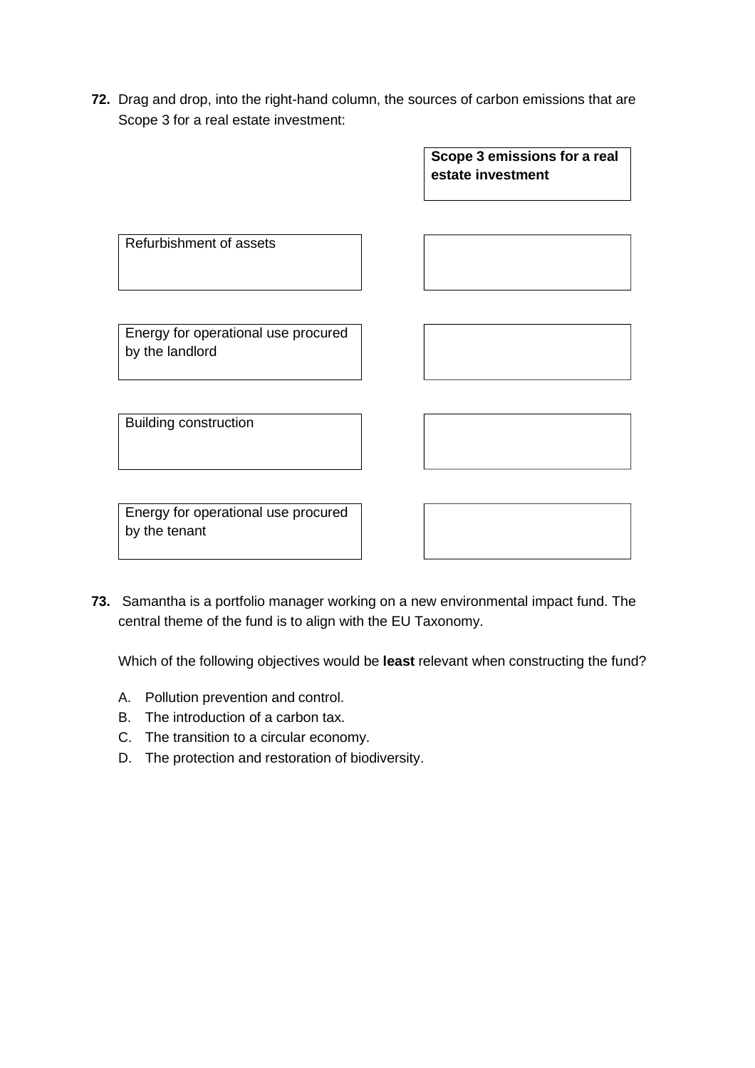**72.** Drag and drop, into the right-hand column, the sources of carbon emissions that are Scope 3 for a real estate investment:

| | **Scope 3 emissions for a real estate investment** |
|---|---|
| Refurbishment of assets | |
| Energy for operational use procured by the landlord | |
| Building construction | |
| Energy for operational use procured by the tenant | |

**73.** Samantha is a portfolio manager working on a new environmental impact fund. The central theme of the fund is to align with the EU Taxonomy.

Which of the following objectives would be **least** relevant when constructing the fund?

A. Pollution prevention and control.
B. The introduction of a carbon tax.
C. The transition to a circular economy.
D. The protection and restoration of biodiversity.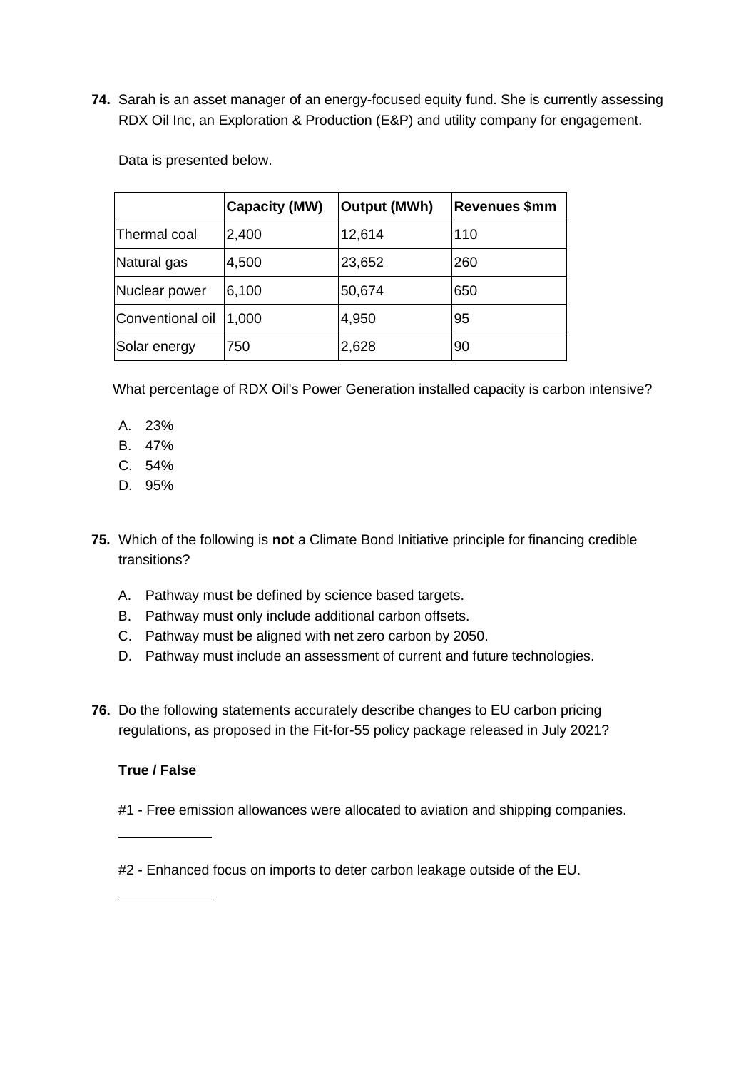**74.** Sarah is an asset manager of an energy-focused equity fund. She is currently assessing RDX Oil Inc, an Exploration & Production (E&P) and utility company for engagement.

Data is presented below.

| | Capacity (MW) | Output (MWh) | Revenues $mm |
|---|---|---|---|
| Thermal coal | 2,400 | 12,614 | 110 |
| Natural gas | 4,500 | 23,652 | 260 |
| Nuclear power | 6,100 | 50,674 | 650 |
| Conventional oil | 1,000 | 4,950 | 95 |
| Solar energy | 750 | 2,628 | 90 |

What percentage of RDX Oil's Power Generation installed capacity is carbon intensive?

A. 23%
B. 47%
C. 54%
D. 95%

**75.** Which of the following is **not** a Climate Bond Initiative principle for financing credible transitions?

A. Pathway must be defined by science based targets.
B. Pathway must only include additional carbon offsets.
C. Pathway must be aligned with net zero carbon by 2050.
D. Pathway must include an assessment of current and future technologies.

**76.** Do the following statements accurately describe changes to EU carbon pricing regulations, as proposed in the Fit-for-55 policy package released in July 2021?

**True / False**

#1 - Free emission allowances were allocated to aviation and shipping companies.

___________

#2 - Enhanced focus on imports to deter carbon leakage outside of the EU.

___________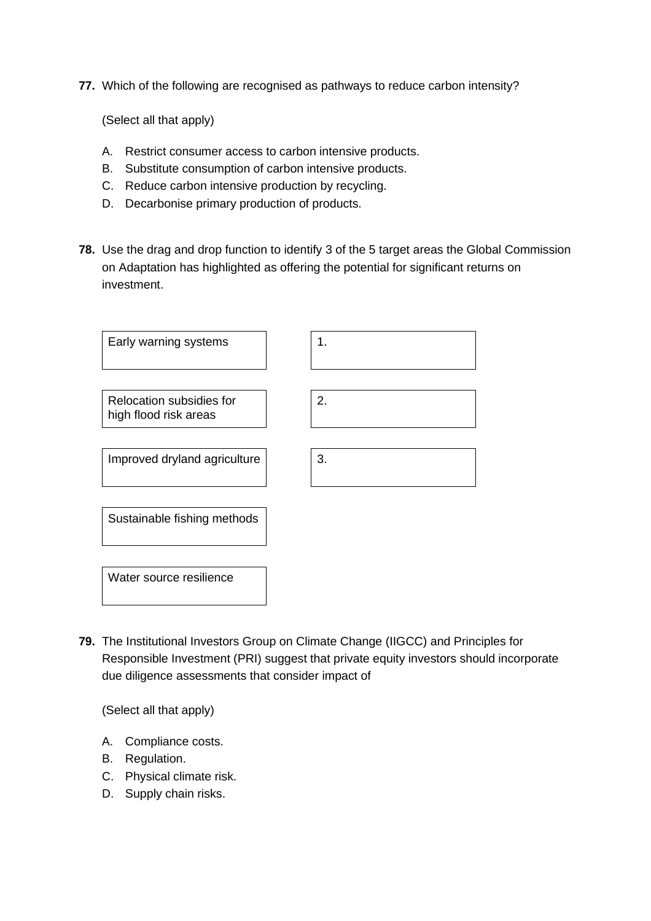**77.** Which of the following are recognised as pathways to reduce carbon intensity?

(Select all that apply)

A. Restrict consumer access to carbon intensive products.
B. Substitute consumption of carbon intensive products.
C. Reduce carbon intensive production by recycling.
D. Decarbonise primary production of products.

**78.** Use the drag and drop function to identify 3 of the 5 target areas the Global Commission on Adaptation has highlighted as offering the potential for significant returns on investment.

| Options | Answers |
| --- | --- |
| Early warning systems | 1. |
| Relocation subsidies for high flood risk areas | 2. |
| Improved dryland agriculture | 3. |
| Sustainable fishing methods | |
| Water source resilience | |

**79.** The Institutional Investors Group on Climate Change (IIGCC) and Principles for Responsible Investment (PRI) suggest that private equity investors should incorporate due diligence assessments that consider impact of

(Select all that apply)

A. Compliance costs.
B. Regulation.
C. Physical climate risk.
D. Supply chain risks.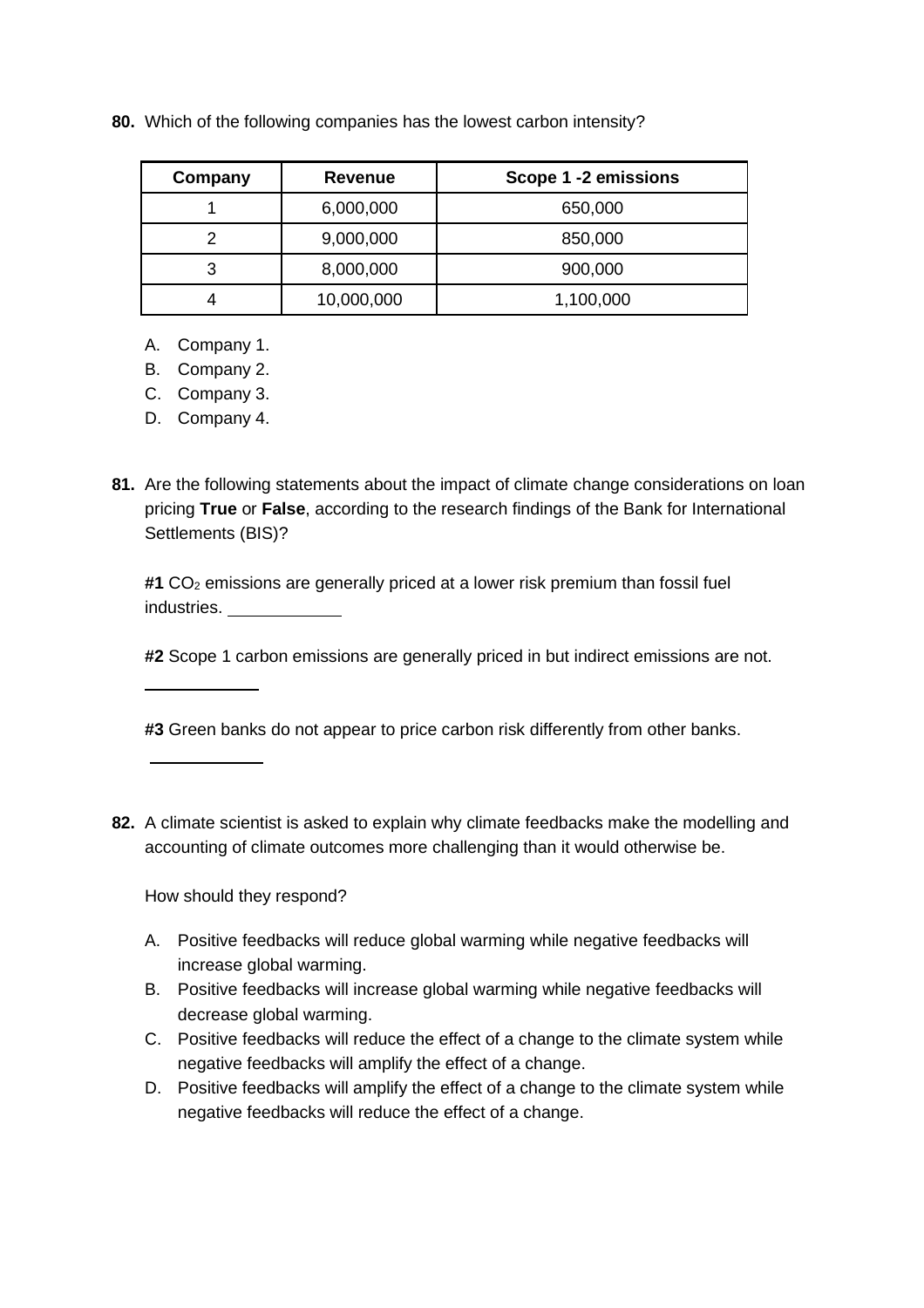**80.** Which of the following companies has the lowest carbon intensity?

| Company | Revenue | Scope 1 -2 emissions |
|---|---|---|
| 1 | 6,000,000 | 650,000 |
| 2 | 9,000,000 | 850,000 |
| 3 | 8,000,000 | 900,000 |
| 4 | 10,000,000 | 1,100,000 |

A. Company 1.
B. Company 2.
C. Company 3.
D. Company 4.

**81.** Are the following statements about the impact of climate change considerations on loan pricing **True** or **False**, according to the research findings of the Bank for International Settlements (BIS)?

**#1** $CO_2$ emissions are generally priced at a lower risk premium than fossil fuel industries. ____________

**#2** Scope 1 carbon emissions are generally priced in but indirect emissions are not.

____________

**#3** Green banks do not appear to price carbon risk differently from other banks.

____________

**82.** A climate scientist is asked to explain why climate feedbacks make the modelling and accounting of climate outcomes more challenging than it would otherwise be.

How should they respond?

A. Positive feedbacks will reduce global warming while negative feedbacks will increase global warming.
B. Positive feedbacks will increase global warming while negative feedbacks will decrease global warming.
C. Positive feedbacks will reduce the effect of a change to the climate system while negative feedbacks will amplify the effect of a change.
D. Positive feedbacks will amplify the effect of a change to the climate system while negative feedbacks will reduce the effect of a change.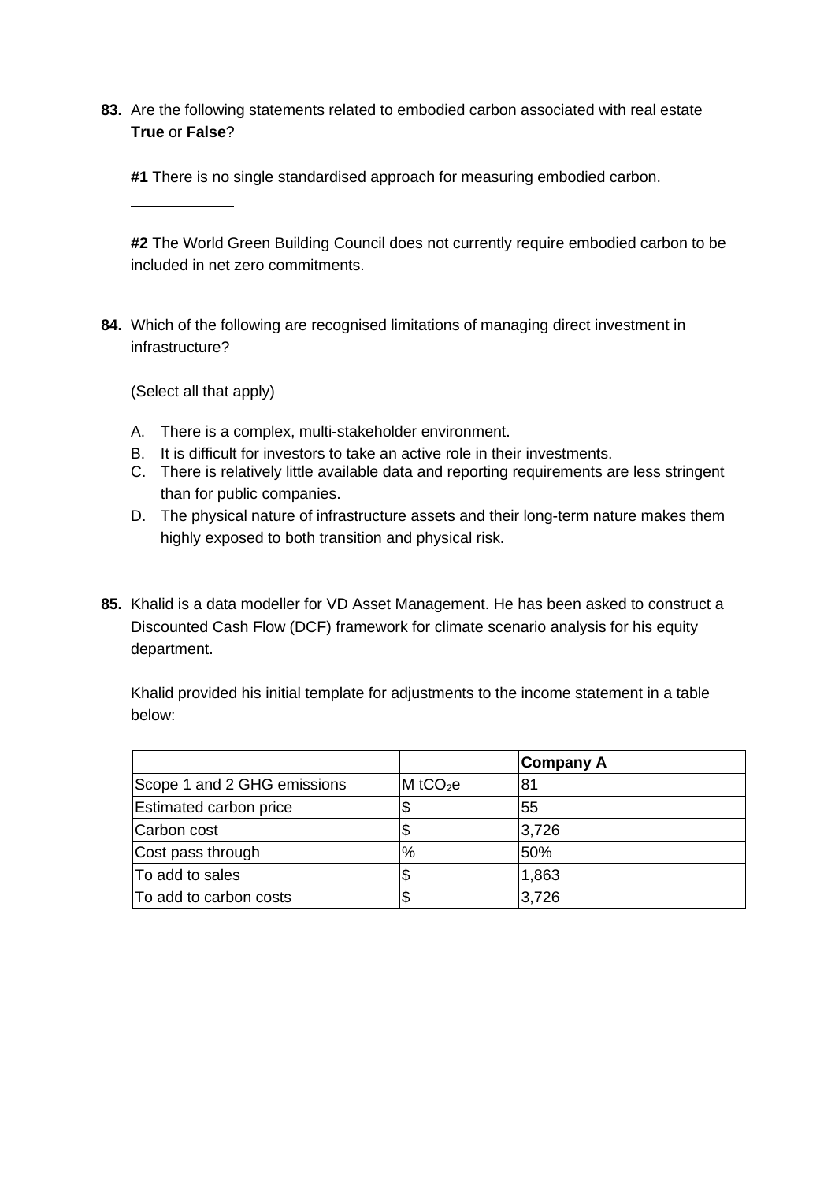**83.** Are the following statements related to embodied carbon associated with real estate **True** or **False**?

**#1** There is no single standardised approach for measuring embodied carbon.

\_\_\_\_\_\_\_\_\_\_\_\_

**#2** The World Green Building Council does not currently require embodied carbon to be included in net zero commitments. \_\_\_\_\_\_\_\_\_\_\_\_

**84.** Which of the following are recognised limitations of managing direct investment in infrastructure?

(Select all that apply)

A. There is a complex, multi-stakeholder environment.
B. It is difficult for investors to take an active role in their investments.
C. There is relatively little available data and reporting requirements are less stringent than for public companies.
D. The physical nature of infrastructure assets and their long-term nature makes them highly exposed to both transition and physical risk.

**85.** Khalid is a data modeller for VD Asset Management. He has been asked to construct a Discounted Cash Flow (DCF) framework for climate scenario analysis for his equity department.

Khalid provided his initial template for adjustments to the income statement in a table below:

| | | **Company A** |
|---|---|---|
| Scope 1 and 2 GHG emissions | M $tCO_2e$ | 81 |
| Estimated carbon price | $ | 55 |
| Carbon cost | $ | 3,726 |
| Cost pass through | % | 50% |
| To add to sales | $ | 1,863 |
| To add to carbon costs | $ | 3,726 |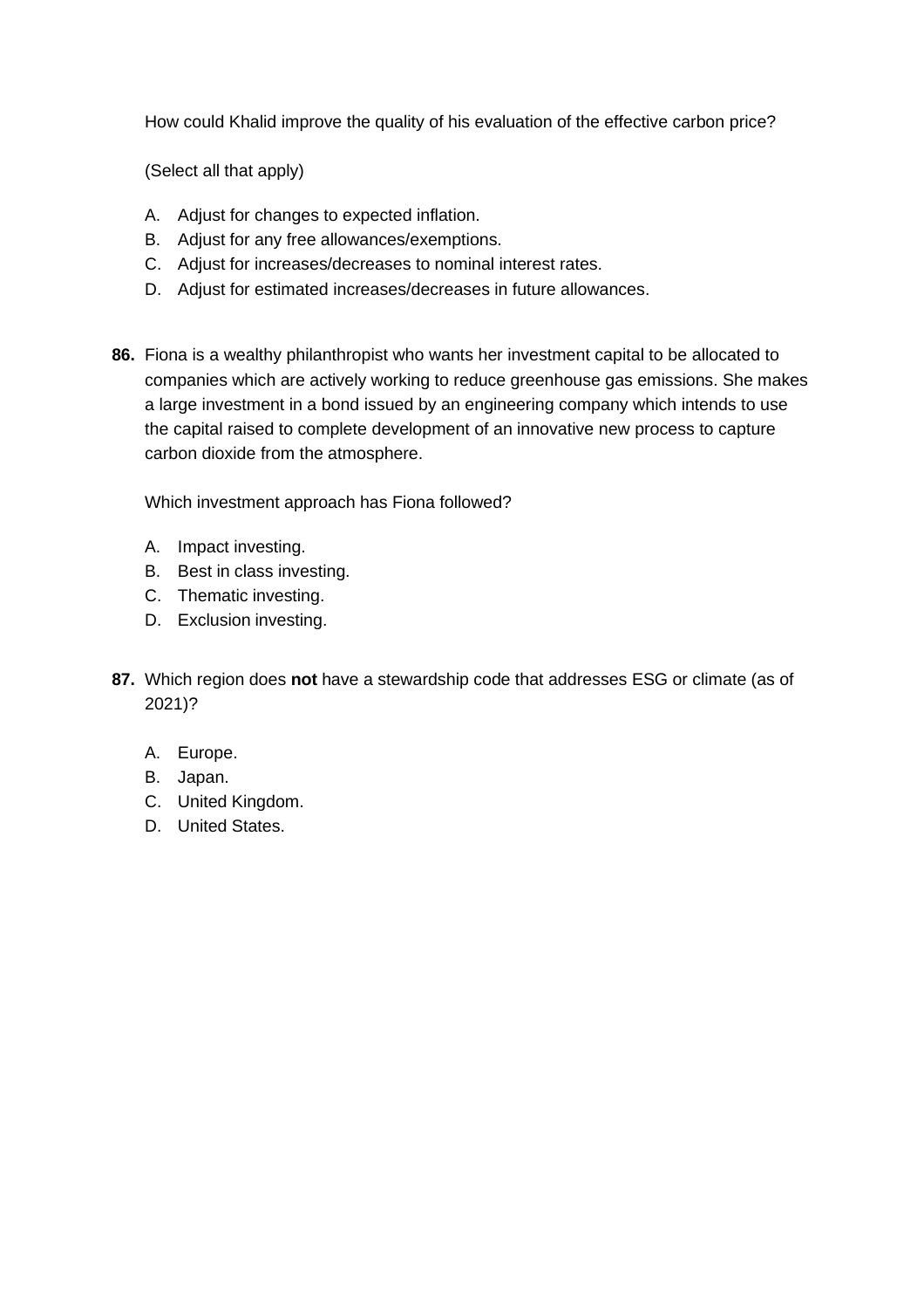How could Khalid improve the quality of his evaluation of the effective carbon price?

(Select all that apply)

A. Adjust for changes to expected inflation.
B. Adjust for any free allowances/exemptions.
C. Adjust for increases/decreases to nominal interest rates.
D. Adjust for estimated increases/decreases in future allowances.

**86.** Fiona is a wealthy philanthropist who wants her investment capital to be allocated to companies which are actively working to reduce greenhouse gas emissions. She makes a large investment in a bond issued by an engineering company which intends to use the capital raised to complete development of an innovative new process to capture carbon dioxide from the atmosphere.

Which investment approach has Fiona followed?

A. Impact investing.
B. Best in class investing.
C. Thematic investing.
D. Exclusion investing.

**87.** Which region does **not** have a stewardship code that addresses ESG or climate (as of 2021)?

A. Europe.
B. Japan.
C. United Kingdom.
D. United States.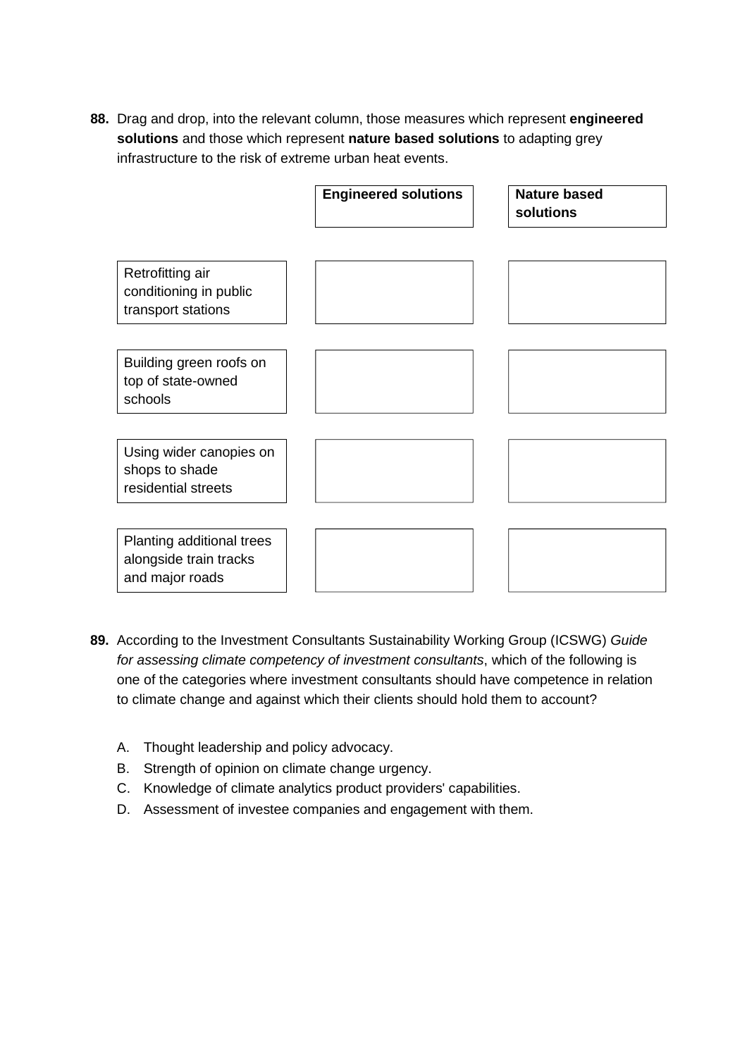**88.** Drag and drop, into the relevant column, those measures which represent **engineered solutions** and those which represent **nature based solutions** to adapting grey infrastructure to the risk of extreme urban heat events.

| | **Engineered solutions** | **Nature based solutions** |
|---|---|---|
| Retrofitting air conditioning in public transport stations | | |
| Building green roofs on top of state-owned schools | | |
| Using wider canopies on shops to shade residential streets | | |
| Planting additional trees alongside train tracks and major roads | | |

**89.** According to the Investment Consultants Sustainability Working Group (ICSWG) *Guide for assessing climate competency of investment consultants*, which of the following is one of the categories where investment consultants should have competence in relation to climate change and against which their clients should hold them to account?

A. Thought leadership and policy advocacy.
B. Strength of opinion on climate change urgency.
C. Knowledge of climate analytics product providers' capabilities.
D. Assessment of investee companies and engagement with them.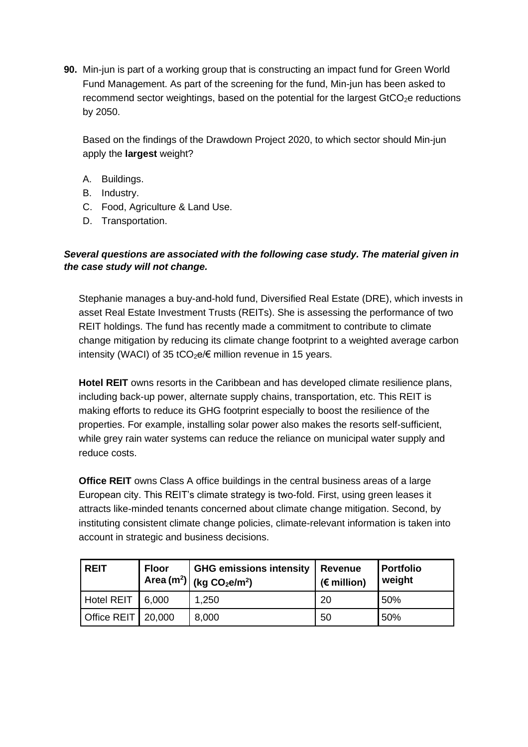**90.** Min-jun is part of a working group that is constructing an impact fund for Green World Fund Management. As part of the screening for the fund, Min-jun has been asked to recommend sector weightings, based on the potential for the largest $GtCO_2e$ reductions by 2050.

Based on the findings of the Drawdown Project 2020, to which sector should Min-jun apply the **largest** weight?

A. Buildings.
B. Industry.
C. Food, Agriculture & Land Use.
D. Transportation.

***Several questions are associated with the following case study. The material given in the case study will not change.***

Stephanie manages a buy-and-hold fund, Diversified Real Estate (DRE), which invests in asset Real Estate Investment Trusts (REITs). She is assessing the performance of two REIT holdings. The fund has recently made a commitment to contribute to climate change mitigation by reducing its climate change footprint to a weighted average carbon intensity (WACI) of 35 $tCO_2e$/€ million revenue in 15 years.

**Hotel REIT** owns resorts in the Caribbean and has developed climate resilience plans, including back-up power, alternate supply chains, transportation, etc. This REIT is making efforts to reduce its GHG footprint especially to boost the resilience of the properties. For example, installing solar power also makes the resorts self-sufficient, while grey rain water systems can reduce the reliance on municipal water supply and reduce costs.

**Office REIT** owns Class A office buildings in the central business areas of a large European city. This REIT's climate strategy is two-fold. First, using green leases it attracts like-minded tenants concerned about climate change mitigation. Second, by instituting consistent climate change policies, climate-relevant information is taken into account in strategic and business decisions.

| REIT | Floor Area ($m^2$) | GHG emissions intensity (kg $CO_2e/m^2$) | Revenue (€ million) | Portfolio weight |
|---|---|---|---|---|
| Hotel REIT | 6,000 | 1,250 | 20 | 50% |
| Office REIT | 20,000 | 8,000 | 50 | 50% |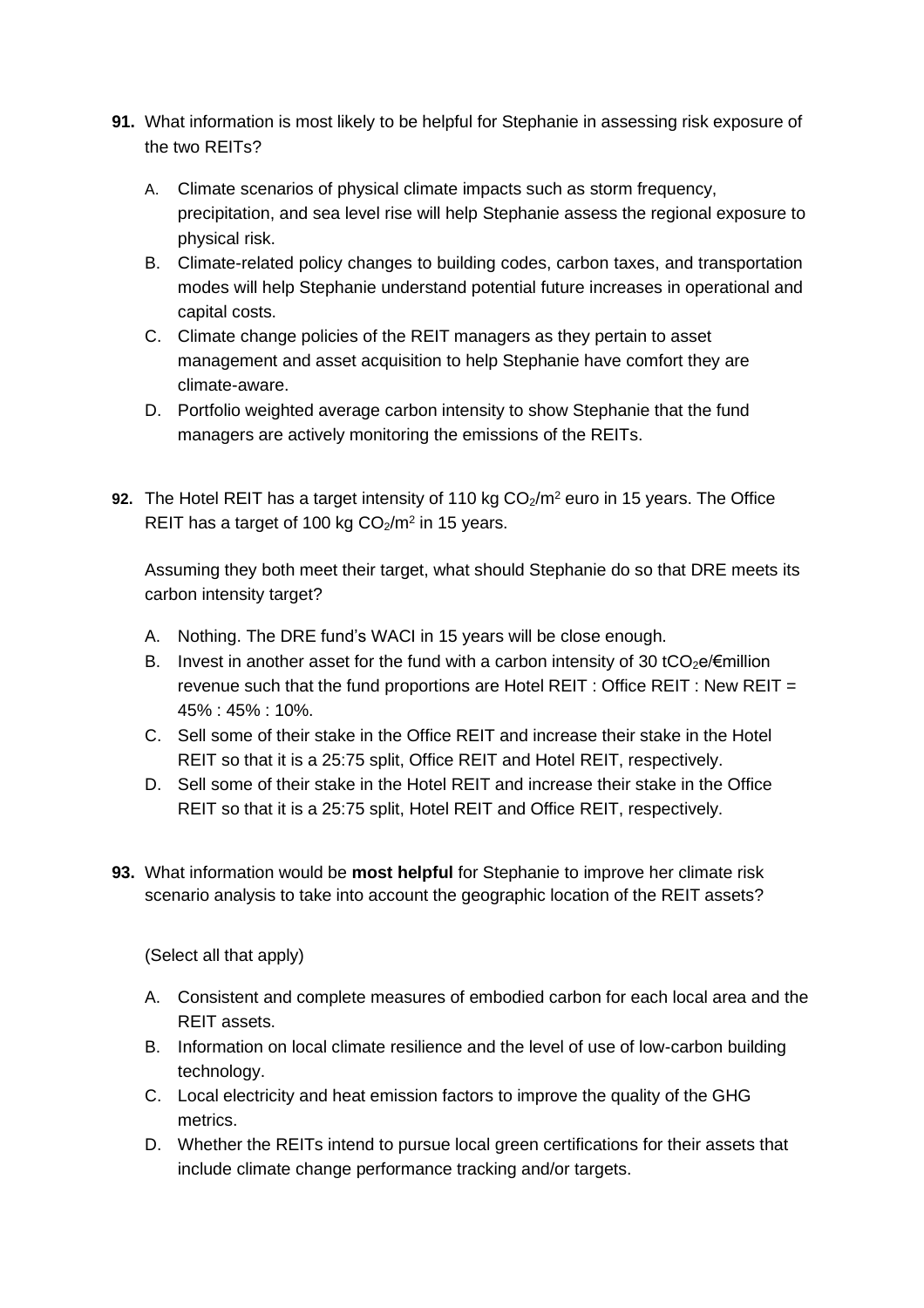**91.** What information is most likely to be helpful for Stephanie in assessing risk exposure of the two REITs?

A. Climate scenarios of physical climate impacts such as storm frequency, precipitation, and sea level rise will help Stephanie assess the regional exposure to physical risk.
B. Climate-related policy changes to building codes, carbon taxes, and transportation modes will help Stephanie understand potential future increases in operational and capital costs.
C. Climate change policies of the REIT managers as they pertain to asset management and asset acquisition to help Stephanie have comfort they are climate-aware.
D. Portfolio weighted average carbon intensity to show Stephanie that the fund managers are actively monitoring the emissions of the REITs.

**92.** The Hotel REIT has a target intensity of 110 kg $CO_2/m^2$ euro in 15 years. The Office REIT has a target of 100 kg $CO_2/m^2$ in 15 years.

Assuming they both meet their target, what should Stephanie do so that DRE meets its carbon intensity target?

A. Nothing. The DRE fund's WACI in 15 years will be close enough.
B. Invest in another asset for the fund with a carbon intensity of 30 $tCO_2e$/€million revenue such that the fund proportions are Hotel REIT : Office REIT : New REIT = 45% : 45% : 10%.
C. Sell some of their stake in the Office REIT and increase their stake in the Hotel REIT so that it is a 25:75 split, Office REIT and Hotel REIT, respectively.
D. Sell some of their stake in the Hotel REIT and increase their stake in the Office REIT so that it is a 25:75 split, Hotel REIT and Office REIT, respectively.

**93.** What information would be **most helpful** for Stephanie to improve her climate risk scenario analysis to take into account the geographic location of the REIT assets?

(Select all that apply)

A. Consistent and complete measures of embodied carbon for each local area and the REIT assets.
B. Information on local climate resilience and the level of use of low-carbon building technology.
C. Local electricity and heat emission factors to improve the quality of the GHG metrics.
D. Whether the REITs intend to pursue local green certifications for their assets that include climate change performance tracking and/or targets.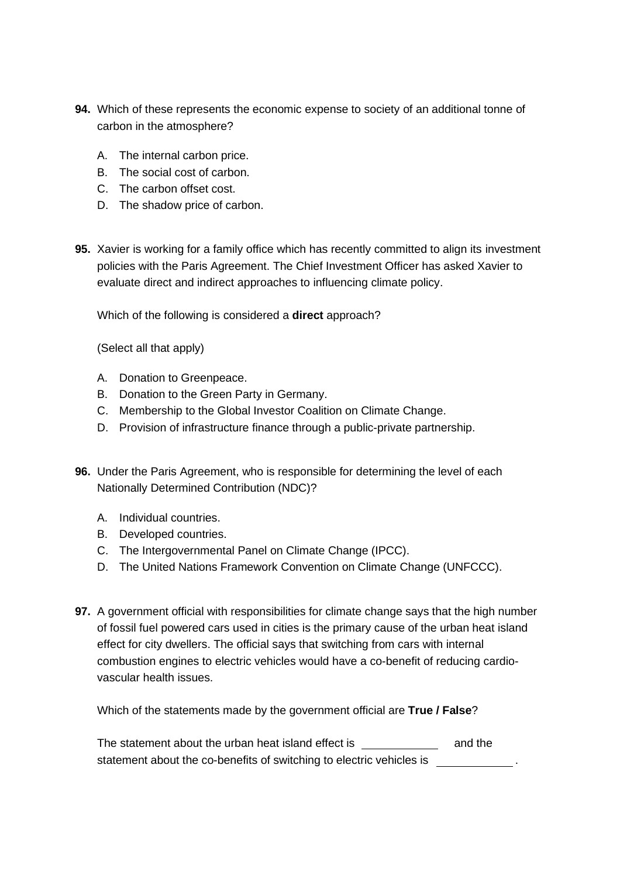**94.** Which of these represents the economic expense to society of an additional tonne of carbon in the atmosphere?

A. The internal carbon price.
B. The social cost of carbon.
C. The carbon offset cost.
D. The shadow price of carbon.

**95.** Xavier is working for a family office which has recently committed to align its investment policies with the Paris Agreement. The Chief Investment Officer has asked Xavier to evaluate direct and indirect approaches to influencing climate policy.

Which of the following is considered a **direct** approach?

(Select all that apply)

A. Donation to Greenpeace.
B. Donation to the Green Party in Germany.
C. Membership to the Global Investor Coalition on Climate Change.
D. Provision of infrastructure finance through a public-private partnership.

**96.** Under the Paris Agreement, who is responsible for determining the level of each Nationally Determined Contribution (NDC)?

A. Individual countries.
B. Developed countries.
C. The Intergovernmental Panel on Climate Change (IPCC).
D. The United Nations Framework Convention on Climate Change (UNFCCC).

**97.** A government official with responsibilities for climate change says that the high number of fossil fuel powered cars used in cities is the primary cause of the urban heat island effect for city dwellers. The official says that switching from cars with internal combustion engines to electric vehicles would have a co-benefit of reducing cardio-vascular health issues.

Which of the statements made by the government official are **True / False**?

The statement about the urban heat island effect is ____________ and the statement about the co-benefits of switching to electric vehicles is ____________.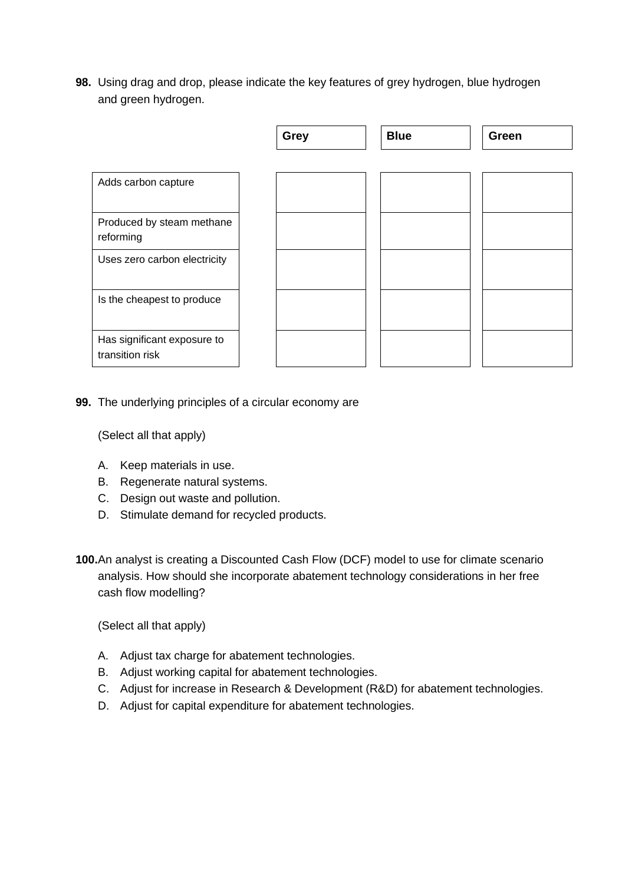**98.** Using drag and drop, please indicate the key features of grey hydrogen, blue hydrogen and green hydrogen.

| | Grey | Blue | Green |
|---|---|---|---|
| Adds carbon capture | | | |
| Produced by steam methane reforming | | | |
| Uses zero carbon electricity | | | |
| Is the cheapest to produce | | | |
| Has significant exposure to transition risk | | | |

**99.** The underlying principles of a circular economy are

(Select all that apply)

A. Keep materials in use.
B. Regenerate natural systems.
C. Design out waste and pollution.
D. Stimulate demand for recycled products.

**100.** An analyst is creating a Discounted Cash Flow (DCF) model to use for climate scenario analysis. How should she incorporate abatement technology considerations in her free cash flow modelling?

(Select all that apply)

A. Adjust tax charge for abatement technologies.
B. Adjust working capital for abatement technologies.
C. Adjust for increase in Research & Development (R&D) for abatement technologies.
D. Adjust for capital expenditure for abatement technologies.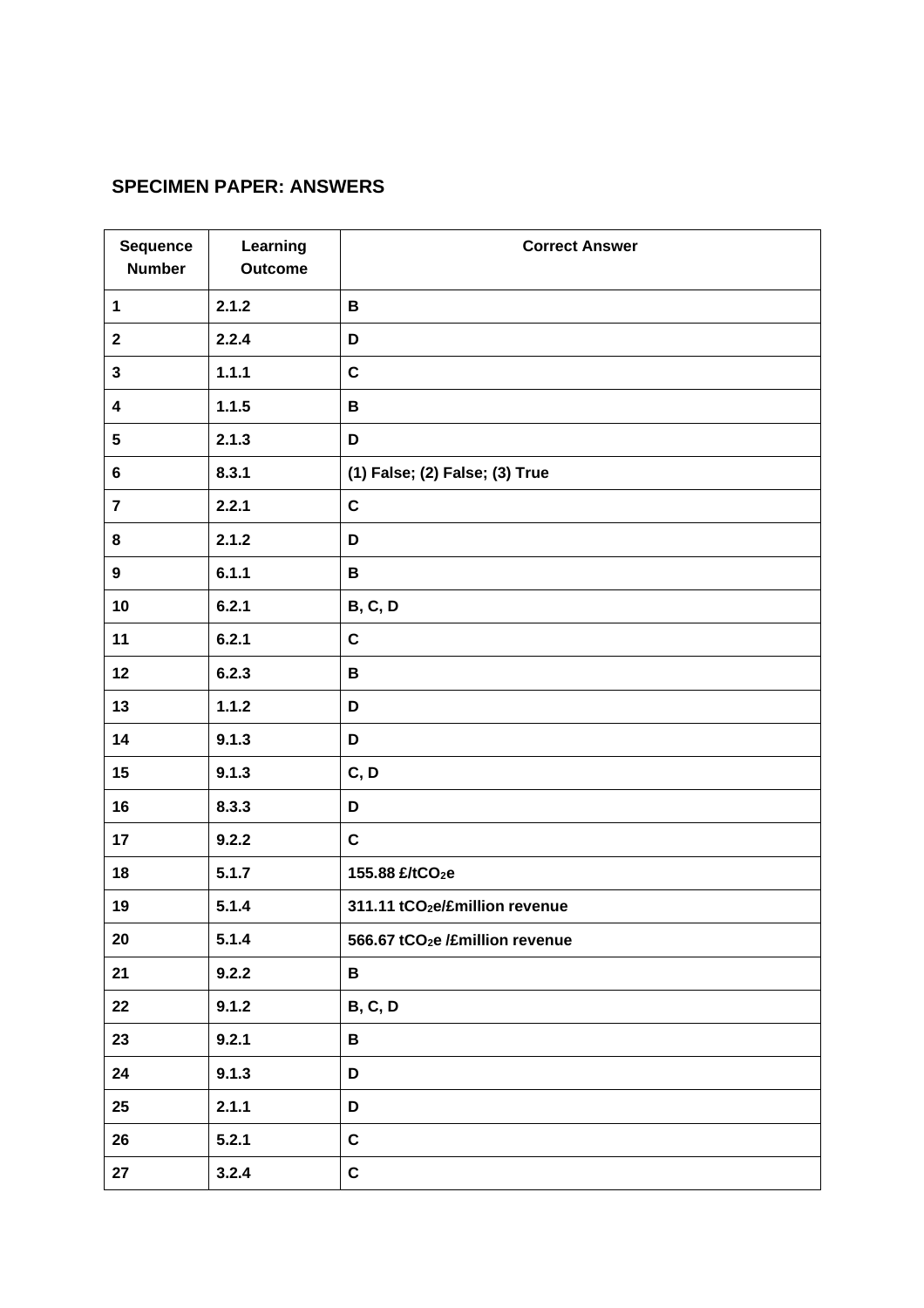## SPECIMEN PAPER: ANSWERS

| Sequence Number | Learning Outcome | Correct Answer |
|---|---|---|
| 1 | 2.1.2 | B |
| 2 | 2.2.4 | D |
| 3 | 1.1.1 | C |
| 4 | 1.1.5 | B |
| 5 | 2.1.3 | D |
| 6 | 8.3.1 | (1) False; (2) False; (3) True |
| 7 | 2.2.1 | C |
| 8 | 2.1.2 | D |
| 9 | 6.1.1 | B |
| 10 | 6.2.1 | B, C, D |
| 11 | 6.2.1 | C |
| 12 | 6.2.3 | B |
| 13 | 1.1.2 | D |
| 14 | 9.1.3 | D |
| 15 | 9.1.3 | C, D |
| 16 | 8.3.3 | D |
| 17 | 9.2.2 | C |
| 18 | 5.1.7 | 155.88 £/t$CO_2$e |
| 19 | 5.1.4 | 311.11 t$CO_2$e/£million revenue |
| 20 | 5.1.4 | 566.67 t$CO_2$e /£million revenue |
| 21 | 9.2.2 | B |
| 22 | 9.1.2 | B, C, D |
| 23 | 9.2.1 | B |
| 24 | 9.1.3 | D |
| 25 | 2.1.1 | D |
| 26 | 5.2.1 | C |
| 27 | 3.2.4 | C |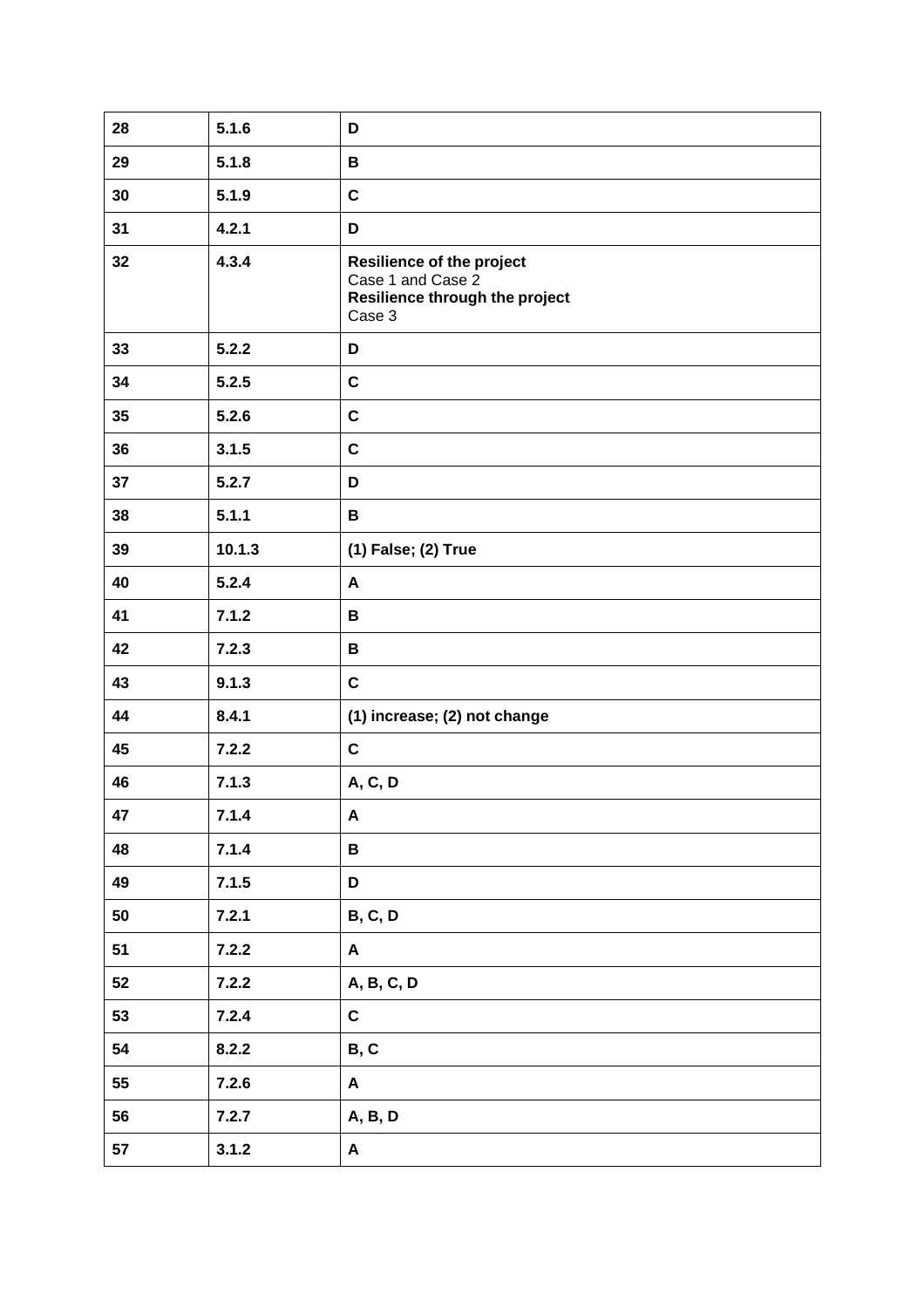| | | |
|---|---|---|
| **28** | **5.1.6** | **D** |
| **29** | **5.1.8** | **B** |
| **30** | **5.1.9** | **C** |
| **31** | **4.2.1** | **D** |
| **32** | **4.3.4** | **Resilience of the project**<br>Case 1 and Case 2<br>**Resilience through the project**<br>Case 3 |
| **33** | **5.2.2** | **D** |
| **34** | **5.2.5** | **C** |
| **35** | **5.2.6** | **C** |
| **36** | **3.1.5** | **C** |
| **37** | **5.2.7** | **D** |
| **38** | **5.1.1** | **B** |
| **39** | **10.1.3** | **(1) False; (2) True** |
| **40** | **5.2.4** | **A** |
| **41** | **7.1.2** | **B** |
| **42** | **7.2.3** | **B** |
| **43** | **9.1.3** | **C** |
| **44** | **8.4.1** | **(1) increase; (2) not change** |
| **45** | **7.2.2** | **C** |
| **46** | **7.1.3** | **A, C, D** |
| **47** | **7.1.4** | **A** |
| **48** | **7.1.4** | **B** |
| **49** | **7.1.5** | **D** |
| **50** | **7.2.1** | **B, C, D** |
| **51** | **7.2.2** | **A** |
| **52** | **7.2.2** | **A, B, C, D** |
| **53** | **7.2.4** | **C** |
| **54** | **8.2.2** | **B, C** |
| **55** | **7.2.6** | **A** |
| **56** | **7.2.7** | **A, B, D** |
| **57** | **3.1.2** | **A** |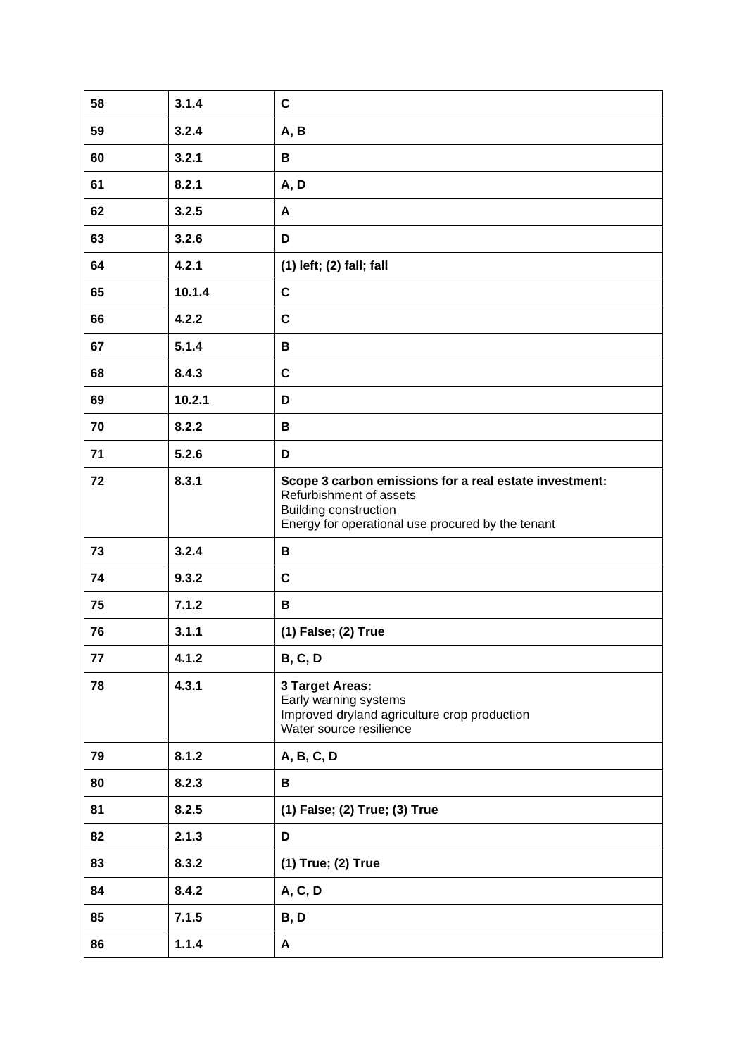| 58 | 3.1.4 | C |
|---|---|---|
| 59 | 3.2.4 | A, B |
| 60 | 3.2.1 | B |
| 61 | 8.2.1 | A, D |
| 62 | 3.2.5 | A |
| 63 | 3.2.6 | D |
| 64 | 4.2.1 | (1) left; (2) fall; fall |
| 65 | 10.1.4 | C |
| 66 | 4.2.2 | C |
| 67 | 5.1.4 | B |
| 68 | 8.4.3 | C |
| 69 | 10.2.1 | D |
| 70 | 8.2.2 | B |
| 71 | 5.2.6 | D |
| 72 | 8.3.1 | **Scope 3 carbon emissions for a real estate investment:**<br>Refurbishment of assets<br>Building construction<br>Energy for operational use procured by the tenant |
| 73 | 3.2.4 | B |
| 74 | 9.3.2 | C |
| 75 | 7.1.2 | B |
| 76 | 3.1.1 | (1) False; (2) True |
| 77 | 4.1.2 | B, C, D |
| 78 | 4.3.1 | **3 Target Areas:**<br>Early warning systems<br>Improved dryland agriculture crop production<br>Water source resilience |
| 79 | 8.1.2 | A, B, C, D |
| 80 | 8.2.3 | B |
| 81 | 8.2.5 | (1) False; (2) True; (3) True |
| 82 | 2.1.3 | D |
| 83 | 8.3.2 | (1) True; (2) True |
| 84 | 8.4.2 | A, C, D |
| 85 | 7.1.5 | B, D |
| 86 | 1.1.4 | A |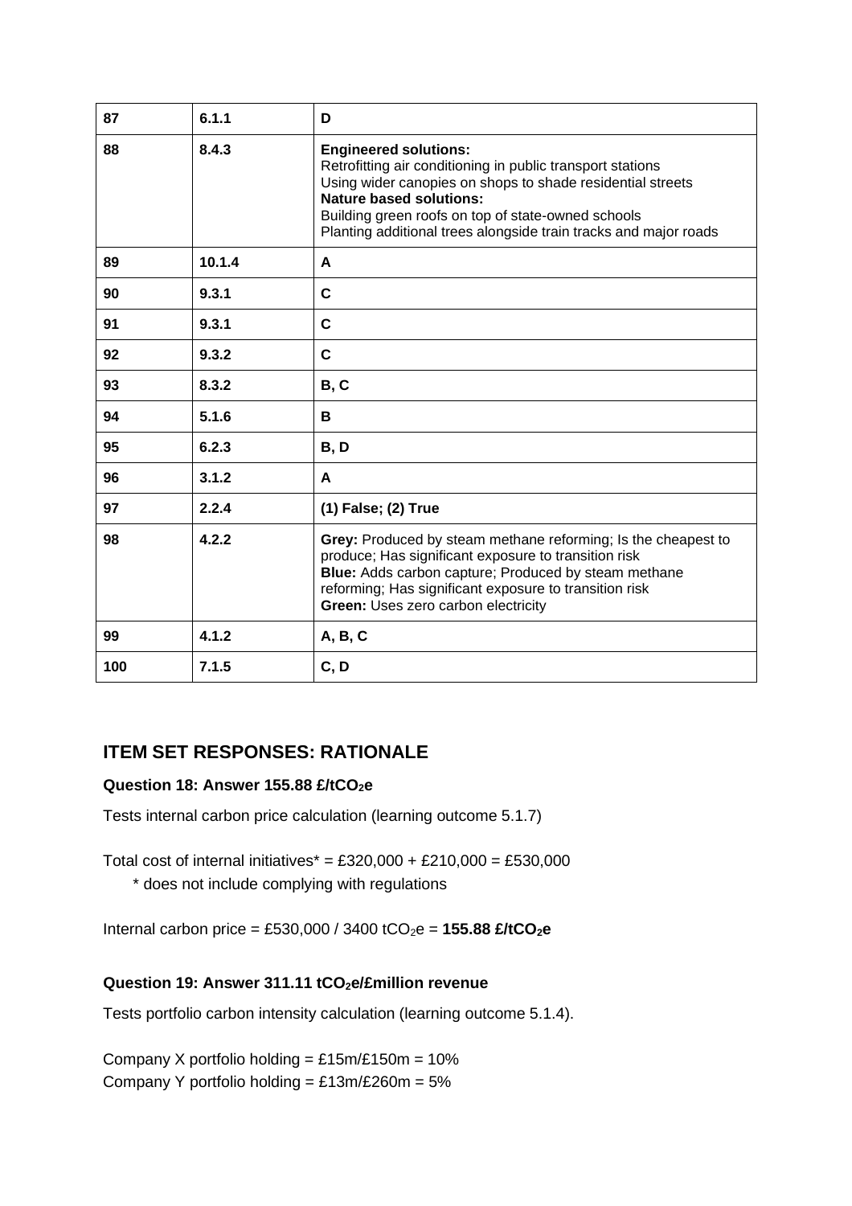| | | |
|---|---|---|
| 87 | 6.1.1 | D |
| 88 | 8.4.3 | **Engineered solutions:**<br>Retrofitting air conditioning in public transport stations<br>Using wider canopies on shops to shade residential streets<br>**Nature based solutions:**<br>Building green roofs on top of state-owned schools<br>Planting additional trees alongside train tracks and major roads |
| 89 | 10.1.4 | A |
| 90 | 9.3.1 | C |
| 91 | 9.3.1 | C |
| 92 | 9.3.2 | C |
| 93 | 8.3.2 | B, C |
| 94 | 5.1.6 | B |
| 95 | 6.2.3 | B, D |
| 96 | 3.1.2 | A |
| 97 | 2.2.4 | (1) False; (2) True |
| 98 | 4.2.2 | **Grey:** Produced by steam methane reforming; Is the cheapest to produce; Has significant exposure to transition risk<br>**Blue:** Adds carbon capture; Produced by steam methane reforming; Has significant exposure to transition risk<br>**Green:** Uses zero carbon electricity |
| 99 | 4.1.2 | A, B, C |
| 100 | 7.1.5 | C, D |

## ITEM SET RESPONSES: RATIONALE

### Question 18: Answer 155.88 £/t$CO_2$e

Tests internal carbon price calculation (learning outcome 5.1.7)

Total cost of internal initiatives* = £320,000 + £210,000 = £530,000

\* does not include complying with regulations

Internal carbon price = £530,000 / 3400 t$CO_2$e = **155.88 £/t$CO_2$e**

### Question 19: Answer 311.11 t$CO_2$e/£million revenue

Tests portfolio carbon intensity calculation (learning outcome 5.1.4).

Company X portfolio holding = £15m/£150m = 10%
Company Y portfolio holding = £13m/£260m = 5%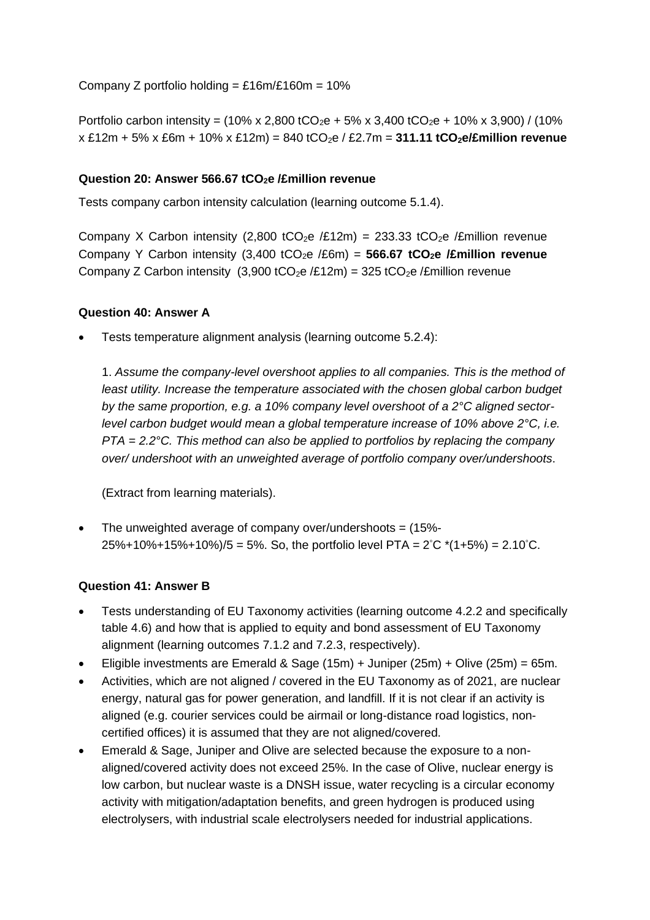Company Z portfolio holding = £16m/£160m = 10%

Portfolio carbon intensity = (10% x 2,800 $tCO_2e$ + 5% x 3,400 $tCO_2e$ + 10% x 3,900) / (10% x £12m + 5% x £6m + 10% x £12m) = 840 $tCO_2e$ / £2.7m = **311.11 $tCO_2e$/£million revenue**

**Question 20: Answer 566.67 $tCO_2e$ /£million revenue**

Tests company carbon intensity calculation (learning outcome 5.1.4).

Company X Carbon intensity (2,800 $tCO_2e$ /£12m) = 233.33 $tCO_2e$ /£million revenue
Company Y Carbon intensity (3,400 $tCO_2e$ /£6m) = **566.67 $tCO_2e$ /£million revenue**
Company Z Carbon intensity (3,900 $tCO_2e$ /£12m) = 325 $tCO_2e$ /£million revenue

**Question 40: Answer A**

- Tests temperature alignment analysis (learning outcome 5.2.4):

  1. *Assume the company-level overshoot applies to all companies. This is the method of least utility. Increase the temperature associated with the chosen global carbon budget by the same proportion, e.g. a 10% company level overshoot of a 2°C aligned sector-level carbon budget would mean a global temperature increase of 10% above 2°C, i.e. PTA = 2.2°C. This method can also be applied to portfolios by replacing the company over/ undershoot with an unweighted average of portfolio company over/undershoots*.

  (Extract from learning materials).

- The unweighted average of company over/undershoots = (15%-25%+10%+15%+10%)/5 = 5%. So, the portfolio level PTA = 2˚C *(1+5%) = 2.10˚C.

**Question 41: Answer B**

- Tests understanding of EU Taxonomy activities (learning outcome 4.2.2 and specifically table 4.6) and how that is applied to equity and bond assessment of EU Taxonomy alignment (learning outcomes 7.1.2 and 7.2.3, respectively).
- Eligible investments are Emerald & Sage (15m) + Juniper (25m) + Olive (25m) = 65m.
- Activities, which are not aligned / covered in the EU Taxonomy as of 2021, are nuclear energy, natural gas for power generation, and landfill. If it is not clear if an activity is aligned (e.g. courier services could be airmail or long-distance road logistics, non-certified offices) it is assumed that they are not aligned/covered.
- Emerald & Sage, Juniper and Olive are selected because the exposure to a non-aligned/covered activity does not exceed 25%. In the case of Olive, nuclear energy is low carbon, but nuclear waste is a DNSH issue, water recycling is a circular economy activity with mitigation/adaptation benefits, and green hydrogen is produced using electrolysers, with industrial scale electrolysers needed for industrial applications.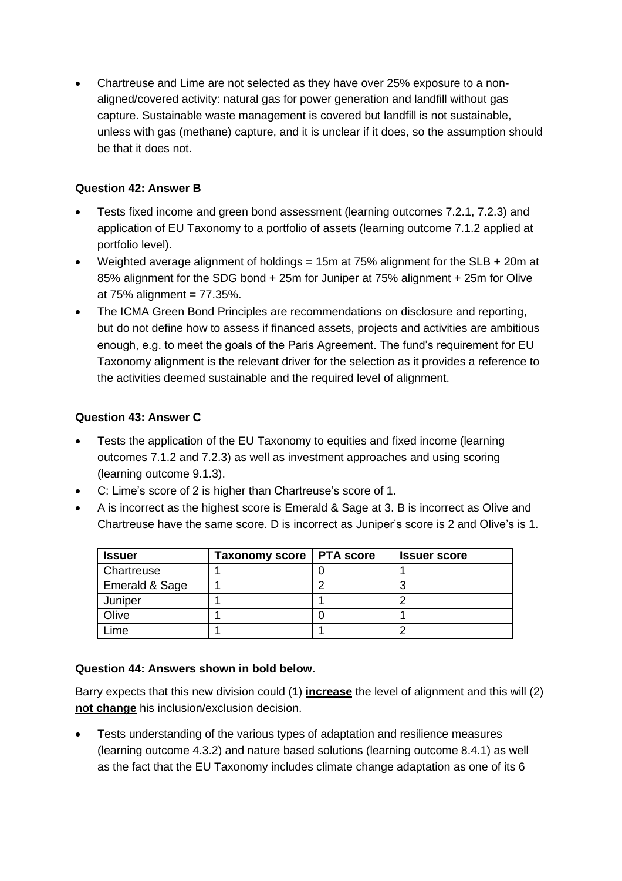- Chartreuse and Lime are not selected as they have over 25% exposure to a non-aligned/covered activity: natural gas for power generation and landfill without gas capture. Sustainable waste management is covered but landfill is not sustainable, unless with gas (methane) capture, and it is unclear if it does, so the assumption should be that it does not.

**Question 42: Answer B**

- Tests fixed income and green bond assessment (learning outcomes 7.2.1, 7.2.3) and application of EU Taxonomy to a portfolio of assets (learning outcome 7.1.2 applied at portfolio level).
- Weighted average alignment of holdings = 15m at 75% alignment for the SLB + 20m at 85% alignment for the SDG bond + 25m for Juniper at 75% alignment + 25m for Olive at 75% alignment = 77.35%.
- The ICMA Green Bond Principles are recommendations on disclosure and reporting, but do not define how to assess if financed assets, projects and activities are ambitious enough, e.g. to meet the goals of the Paris Agreement. The fund's requirement for EU Taxonomy alignment is the relevant driver for the selection as it provides a reference to the activities deemed sustainable and the required level of alignment.

**Question 43: Answer C**

- Tests the application of the EU Taxonomy to equities and fixed income (learning outcomes 7.1.2 and 7.2.3) as well as investment approaches and using scoring (learning outcome 9.1.3).
- C: Lime's score of 2 is higher than Chartreuse's score of 1.
- A is incorrect as the highest score is Emerald & Sage at 3. B is incorrect as Olive and Chartreuse have the same score. D is incorrect as Juniper's score is 2 and Olive's is 1.

| Issuer | Taxonomy score | PTA score | Issuer score |
|---|---|---|---|
| Chartreuse | 1 | 0 | 1 |
| Emerald & Sage | 1 | 2 | 3 |
| Juniper | 1 | 1 | 2 |
| Olive | 1 | 0 | 1 |
| Lime | 1 | 1 | 2 |

**Question 44: Answers shown in bold below.**

Barry expects that this new division could (1) **increase** the level of alignment and this will (2) **not change** his inclusion/exclusion decision.

- Tests understanding of the various types of adaptation and resilience measures (learning outcome 4.3.2) and nature based solutions (learning outcome 8.4.1) as well as the fact that the EU Taxonomy includes climate change adaptation as one of its 6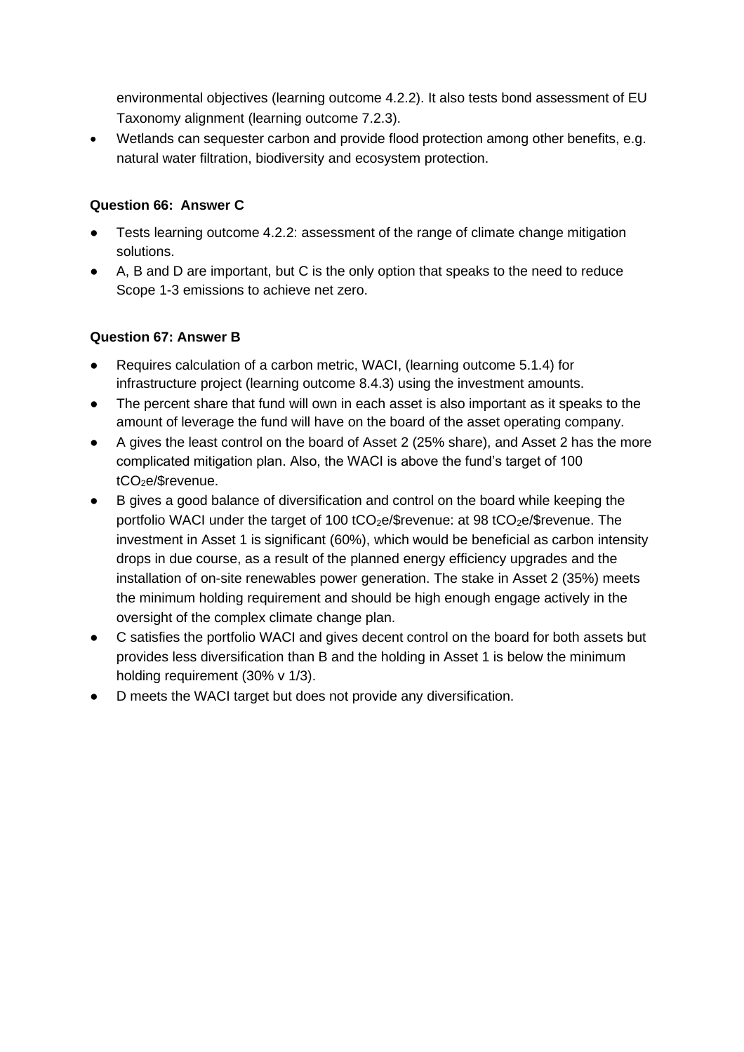environmental objectives (learning outcome 4.2.2). It also tests bond assessment of EU Taxonomy alignment (learning outcome 7.2.3).
- Wetlands can sequester carbon and provide flood protection among other benefits, e.g. natural water filtration, biodiversity and ecosystem protection.

**Question 66: Answer C**

- Tests learning outcome 4.2.2: assessment of the range of climate change mitigation solutions.
- A, B and D are important, but C is the only option that speaks to the need to reduce Scope 1-3 emissions to achieve net zero.

**Question 67: Answer B**

- Requires calculation of a carbon metric, WACI, (learning outcome 5.1.4) for infrastructure project (learning outcome 8.4.3) using the investment amounts.
- The percent share that fund will own in each asset is also important as it speaks to the amount of leverage the fund will have on the board of the asset operating company.
- A gives the least control on the board of Asset 2 (25% share), and Asset 2 has the more complicated mitigation plan. Also, the WACI is above the fund's target of 100 $tCO_2e$/\$revenue.
- B gives a good balance of diversification and control on the board while keeping the portfolio WACI under the target of 100 $tCO_2e$/\$revenue: at 98 $tCO_2e$/\$revenue. The investment in Asset 1 is significant (60%), which would be beneficial as carbon intensity drops in due course, as a result of the planned energy efficiency upgrades and the installation of on-site renewables power generation. The stake in Asset 2 (35%) meets the minimum holding requirement and should be high enough engage actively in the oversight of the complex climate change plan.
- C satisfies the portfolio WACI and gives decent control on the board for both assets but provides less diversification than B and the holding in Asset 1 is below the minimum holding requirement (30% v 1/3).
- D meets the WACI target but does not provide any diversification.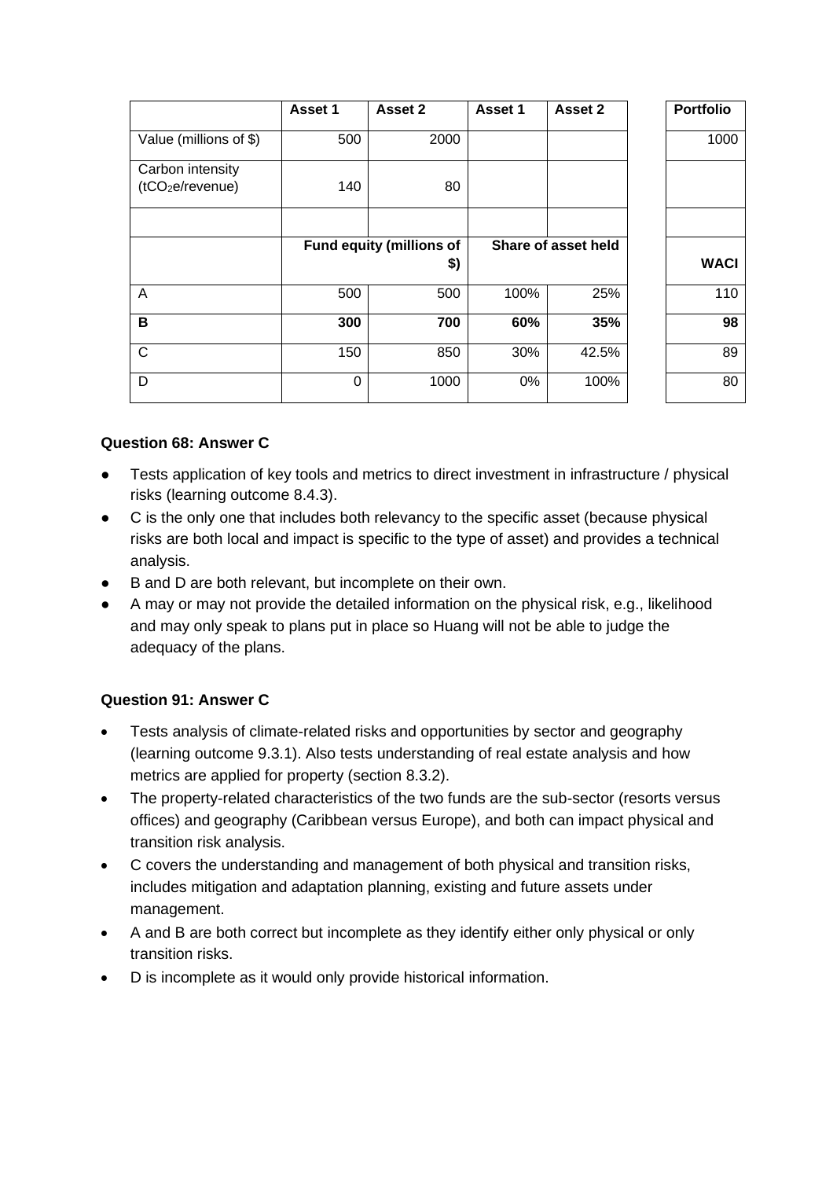| | Asset 1 | Asset 2 | Asset 1 | Asset 2 | | Portfolio |
|---|---|---|---|---|---|---|
| Value (millions of $) | 500 | 2000 | | | | 1000 |
| Carbon intensity ($tCO_2e$/revenue) | 140 | 80 | | | | |
| | | | | | | |
| | Fund equity (millions of $) | | Share of asset held | | | WACI |
| A | 500 | 500 | 100% | 25% | | 110 |
| **B** | **300** | **700** | **60%** | **35%** | | **98** |
| C | 150 | 850 | 30% | 42.5% | | 89 |
| D | 0 | 1000 | 0% | 100% | | 80 |

**Question 68: Answer C**

- Tests application of key tools and metrics to direct investment in infrastructure / physical risks (learning outcome 8.4.3).
- C is the only one that includes both relevancy to the specific asset (because physical risks are both local and impact is specific to the type of asset) and provides a technical analysis.
- B and D are both relevant, but incomplete on their own.
- A may or may not provide the detailed information on the physical risk, e.g., likelihood and may only speak to plans put in place so Huang will not be able to judge the adequacy of the plans.

**Question 91: Answer C**

- Tests analysis of climate-related risks and opportunities by sector and geography (learning outcome 9.3.1). Also tests understanding of real estate analysis and how metrics are applied for property (section 8.3.2).
- The property-related characteristics of the two funds are the sub-sector (resorts versus offices) and geography (Caribbean versus Europe), and both can impact physical and transition risk analysis.
- C covers the understanding and management of both physical and transition risks, includes mitigation and adaptation planning, existing and future assets under management.
- A and B are both correct but incomplete as they identify either only physical or only transition risks.
- D is incomplete as it would only provide historical information.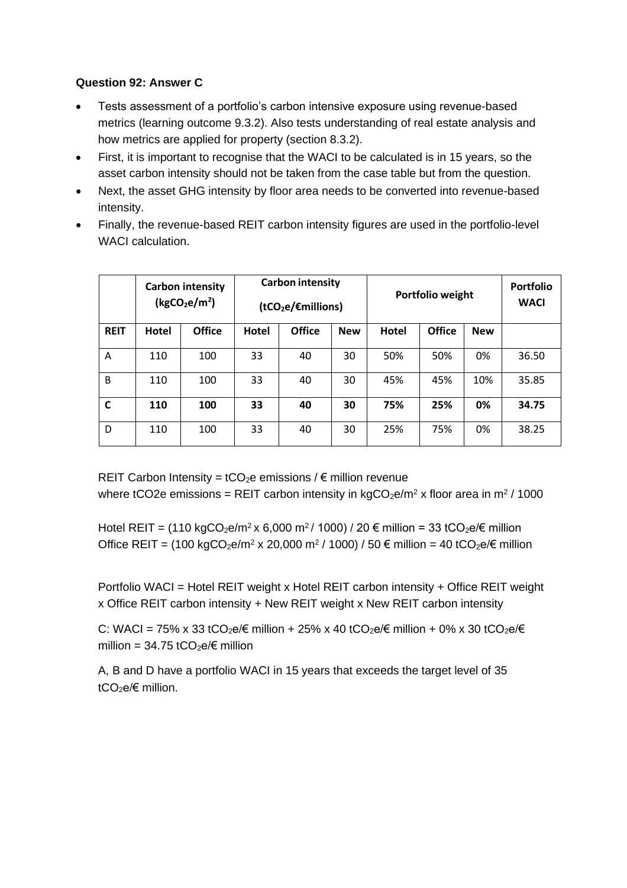**Question 92: Answer C**

- Tests assessment of a portfolio's carbon intensive exposure using revenue-based metrics (learning outcome 9.3.2). Also tests understanding of real estate analysis and how metrics are applied for property (section 8.3.2).
- First, it is important to recognise that the WACI to be calculated is in 15 years, so the asset carbon intensity should not be taken from the case table but from the question.
- Next, the asset GHG intensity by floor area needs to be converted into revenue-based intensity.
- Finally, the revenue-based REIT carbon intensity figures are used in the portfolio-level WACI calculation.

| | Carbon intensity ($kgCO_2e/m^2$) | | Carbon intensity ($tCO_2e$/€millions) | | | Portfolio weight | | | Portfolio WACI |
|---|---|---|---|---|---|---|---|---|---|
| **REIT** | **Hotel** | **Office** | **Hotel** | **Office** | **New** | **Hotel** | **Office** | **New** | |
| A | 110 | 100 | 33 | 40 | 30 | 50% | 50% | 0% | 36.50 |
| B | 110 | 100 | 33 | 40 | 30 | 45% | 45% | 10% | 35.85 |
| **C** | **110** | **100** | **33** | **40** | **30** | **75%** | **25%** | **0%** | **34.75** |
| D | 110 | 100 | 33 | 40 | 30 | 25% | 75% | 0% | 38.25 |

REIT Carbon Intensity = $tCO_2e$ emissions / € million revenue
where $tCO_2e$ emissions = REIT carbon intensity in $kgCO_2e/m^2$ x floor area in $m^2$ / 1000

Hotel REIT = (110 $kgCO_2e/m^2$ x 6,000 $m^2$ / 1000) / 20 € million = 33 $tCO_2e$/€ million
Office REIT = (100 $kgCO_2e/m^2$ x 20,000 $m^2$ / 1000) / 50 € million = 40 $tCO_2e$/€ million

Portfolio WACI = Hotel REIT weight x Hotel REIT carbon intensity + Office REIT weight x Office REIT carbon intensity + New REIT weight x New REIT carbon intensity

C: WACI = 75% x 33 $tCO_2e$/€ million + 25% x 40 $tCO_2e$/€ million + 0% x 30 $tCO_2e$/€ million = 34.75 $tCO_2e$/€ million

A, B and D have a portfolio WACI in 15 years that exceeds the target level of 35 $tCO_2e$/€ million.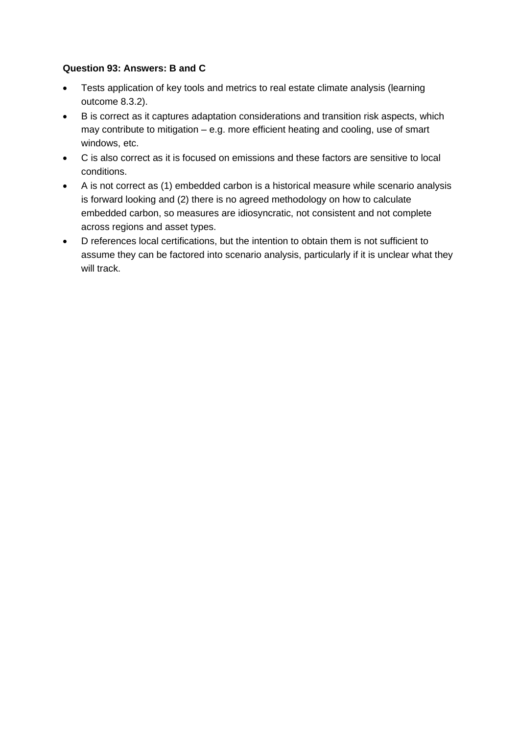**Question 93: Answers: B and C**

- Tests application of key tools and metrics to real estate climate analysis (learning outcome 8.3.2).
- B is correct as it captures adaptation considerations and transition risk aspects, which may contribute to mitigation – e.g. more efficient heating and cooling, use of smart windows, etc.
- C is also correct as it is focused on emissions and these factors are sensitive to local conditions.
- A is not correct as (1) embedded carbon is a historical measure while scenario analysis is forward looking and (2) there is no agreed methodology on how to calculate embedded carbon, so measures are idiosyncratic, not consistent and not complete across regions and asset types.
- D references local certifications, but the intention to obtain them is not sufficient to assume they can be factored into scenario analysis, particularly if it is unclear what they will track.